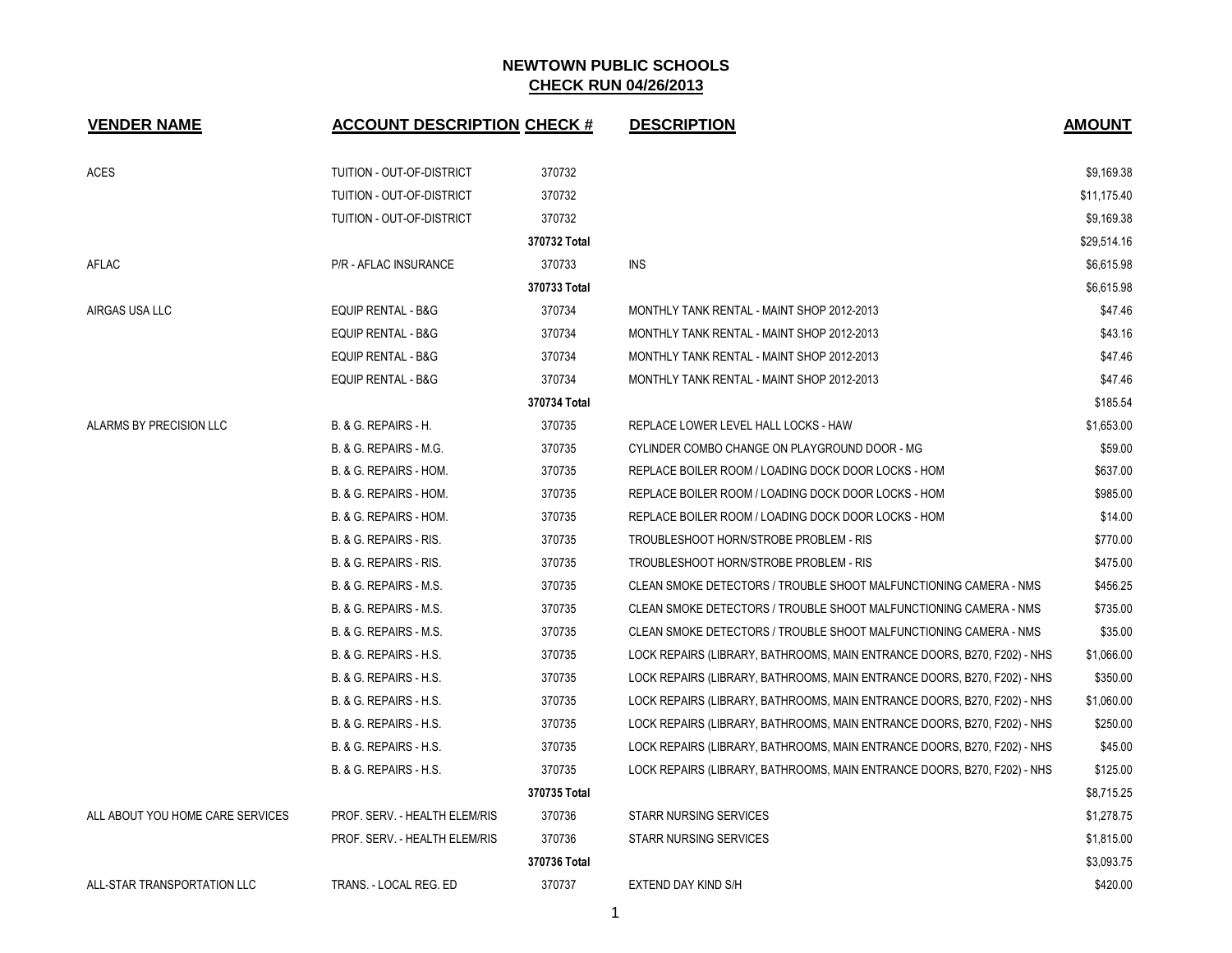# NEWTOWN PUBLIC SCHOOLS

## CHECK RUN 04/26/2013

| VENDER NAME | ACCOUNT DESCRIPTION | CHECK # | DESCRIPTION | AMOUNT |
|---|---|---|---|---|
| ACES | TUITION - OUT-OF-DISTRICT | 370732 | | $9,169.38 |
| | TUITION - OUT-OF-DISTRICT | 370732 | | $11,175.40 |
| | TUITION - OUT-OF-DISTRICT | 370732 | | $9,169.38 |
| | | 370732 Total | | $29,514.16 |
| AFLAC | P/R - AFLAC INSURANCE | 370733 | INS | $6,615.98 |
| | | 370733 Total | | $6,615.98 |
| AIRGAS USA LLC | EQUIP RENTAL - B&G | 370734 | MONTHLY TANK RENTAL - MAINT SHOP 2012-2013 | $47.46 |
| | EQUIP RENTAL - B&G | 370734 | MONTHLY TANK RENTAL - MAINT SHOP 2012-2013 | $43.16 |
| | EQUIP RENTAL - B&G | 370734 | MONTHLY TANK RENTAL - MAINT SHOP 2012-2013 | $47.46 |
| | EQUIP RENTAL - B&G | 370734 | MONTHLY TANK RENTAL - MAINT SHOP 2012-2013 | $47.46 |
| | | 370734 Total | | $185.54 |
| ALARMS BY PRECISION LLC | B. & G. REPAIRS - H. | 370735 | REPLACE LOWER LEVEL HALL LOCKS - HAW | $1,653.00 |
| | B. & G. REPAIRS - M.G. | 370735 | CYLINDER COMBO CHANGE ON PLAYGROUND DOOR - MG | $59.00 |
| | B. & G. REPAIRS - HOM. | 370735 | REPLACE BOILER ROOM / LOADING DOCK DOOR LOCKS - HOM | $637.00 |
| | B. & G. REPAIRS - HOM. | 370735 | REPLACE BOILER ROOM / LOADING DOCK DOOR LOCKS - HOM | $985.00 |
| | B. & G. REPAIRS - HOM. | 370735 | REPLACE BOILER ROOM / LOADING DOCK DOOR LOCKS - HOM | $14.00 |
| | B. & G. REPAIRS - RIS. | 370735 | TROUBLESHOOT HORN/STROBE PROBLEM - RIS | $770.00 |
| | B. & G. REPAIRS - RIS. | 370735 | TROUBLESHOOT HORN/STROBE PROBLEM - RIS | $475.00 |
| | B. & G. REPAIRS - M.S. | 370735 | CLEAN SMOKE DETECTORS / TROUBLE SHOOT MALFUNCTIONING CAMERA - NMS | $456.25 |
| | B. & G. REPAIRS - M.S. | 370735 | CLEAN SMOKE DETECTORS / TROUBLE SHOOT MALFUNCTIONING CAMERA - NMS | $735.00 |
| | B. & G. REPAIRS - M.S. | 370735 | CLEAN SMOKE DETECTORS / TROUBLE SHOOT MALFUNCTIONING CAMERA - NMS | $35.00 |
| | B. & G. REPAIRS - H.S. | 370735 | LOCK REPAIRS (LIBRARY, BATHROOMS, MAIN ENTRANCE DOORS, B270, F202) - NHS | $1,066.00 |
| | B. & G. REPAIRS - H.S. | 370735 | LOCK REPAIRS (LIBRARY, BATHROOMS, MAIN ENTRANCE DOORS, B270, F202) - NHS | $350.00 |
| | B. & G. REPAIRS - H.S. | 370735 | LOCK REPAIRS (LIBRARY, BATHROOMS, MAIN ENTRANCE DOORS, B270, F202) - NHS | $1,060.00 |
| | B. & G. REPAIRS - H.S. | 370735 | LOCK REPAIRS (LIBRARY, BATHROOMS, MAIN ENTRANCE DOORS, B270, F202) - NHS | $250.00 |
| | B. & G. REPAIRS - H.S. | 370735 | LOCK REPAIRS (LIBRARY, BATHROOMS, MAIN ENTRANCE DOORS, B270, F202) - NHS | $45.00 |
| | B. & G. REPAIRS - H.S. | 370735 | LOCK REPAIRS (LIBRARY, BATHROOMS, MAIN ENTRANCE DOORS, B270, F202) - NHS | $125.00 |
| | | 370735 Total | | $8,715.25 |
| ALL ABOUT YOU HOME CARE SERVICES | PROF. SERV. - HEALTH ELEM/RIS | 370736 | STARR NURSING SERVICES | $1,278.75 |
| | PROF. SERV. - HEALTH ELEM/RIS | 370736 | STARR NURSING SERVICES | $1,815.00 |
| | | 370736 Total | | $3,093.75 |
| ALL-STAR TRANSPORTATION LLC | TRANS. - LOCAL REG. ED | 370737 | EXTEND DAY KIND S/H | $420.00 |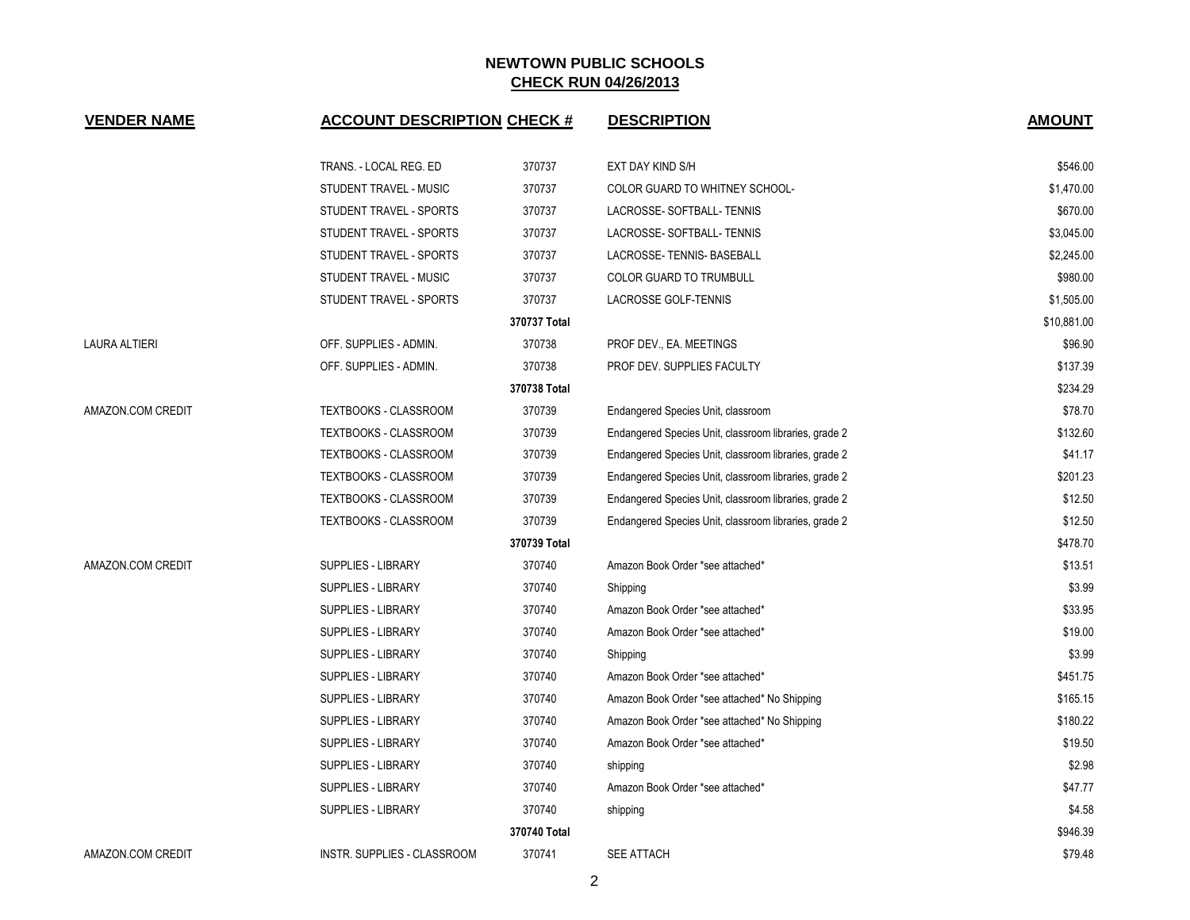## NEWTOWN PUBLIC SCHOOLS
## CHECK RUN 04/26/2013

| VENDER NAME | ACCOUNT DESCRIPTION | CHECK # | DESCRIPTION | AMOUNT |
|---|---|---|---|---|
| | TRANS. - LOCAL REG. ED | 370737 | EXT DAY KIND S/H | $546.00 |
| | STUDENT TRAVEL - MUSIC | 370737 | COLOR GUARD TO WHITNEY SCHOOL- | $1,470.00 |
| | STUDENT TRAVEL - SPORTS | 370737 | LACROSSE- SOFTBALL- TENNIS | $670.00 |
| | STUDENT TRAVEL - SPORTS | 370737 | LACROSSE- SOFTBALL- TENNIS | $3,045.00 |
| | STUDENT TRAVEL - SPORTS | 370737 | LACROSSE- TENNIS- BASEBALL | $2,245.00 |
| | STUDENT TRAVEL - MUSIC | 370737 | COLOR GUARD TO TRUMBULL | $980.00 |
| | STUDENT TRAVEL - SPORTS | 370737 | LACROSSE GOLF-TENNIS | $1,505.00 |
| | | **370737 Total** | | $10,881.00 |
| LAURA ALTIERI | OFF. SUPPLIES - ADMIN. | 370738 | PROF DEV., EA. MEETINGS | $96.90 |
| | OFF. SUPPLIES - ADMIN. | 370738 | PROF DEV. SUPPLIES FACULTY | $137.39 |
| | | **370738 Total** | | $234.29 |
| AMAZON.COM CREDIT | TEXTBOOKS - CLASSROOM | 370739 | Endangered Species Unit, classroom | $78.70 |
| | TEXTBOOKS - CLASSROOM | 370739 | Endangered Species Unit, classroom libraries, grade 2 | $132.60 |
| | TEXTBOOKS - CLASSROOM | 370739 | Endangered Species Unit, classroom libraries, grade 2 | $41.17 |
| | TEXTBOOKS - CLASSROOM | 370739 | Endangered Species Unit, classroom libraries, grade 2 | $201.23 |
| | TEXTBOOKS - CLASSROOM | 370739 | Endangered Species Unit, classroom libraries, grade 2 | $12.50 |
| | TEXTBOOKS - CLASSROOM | 370739 | Endangered Species Unit, classroom libraries, grade 2 | $12.50 |
| | | **370739 Total** | | $478.70 |
| AMAZON.COM CREDIT | SUPPLIES - LIBRARY | 370740 | Amazon Book Order *see attached* | $13.51 |
| | SUPPLIES - LIBRARY | 370740 | Shipping | $3.99 |
| | SUPPLIES - LIBRARY | 370740 | Amazon Book Order *see attached* | $33.95 |
| | SUPPLIES - LIBRARY | 370740 | Amazon Book Order *see attached* | $19.00 |
| | SUPPLIES - LIBRARY | 370740 | Shipping | $3.99 |
| | SUPPLIES - LIBRARY | 370740 | Amazon Book Order *see attached* | $451.75 |
| | SUPPLIES - LIBRARY | 370740 | Amazon Book Order *see attached* No Shipping | $165.15 |
| | SUPPLIES - LIBRARY | 370740 | Amazon Book Order *see attached* No Shipping | $180.22 |
| | SUPPLIES - LIBRARY | 370740 | Amazon Book Order *see attached* | $19.50 |
| | SUPPLIES - LIBRARY | 370740 | shipping | $2.98 |
| | SUPPLIES - LIBRARY | 370740 | Amazon Book Order *see attached* | $47.77 |
| | SUPPLIES - LIBRARY | 370740 | shipping | $4.58 |
| | | **370740 Total** | | $946.39 |
| AMAZON.COM CREDIT | INSTR. SUPPLIES - CLASSROOM | 370741 | SEE ATTACH | $79.48 |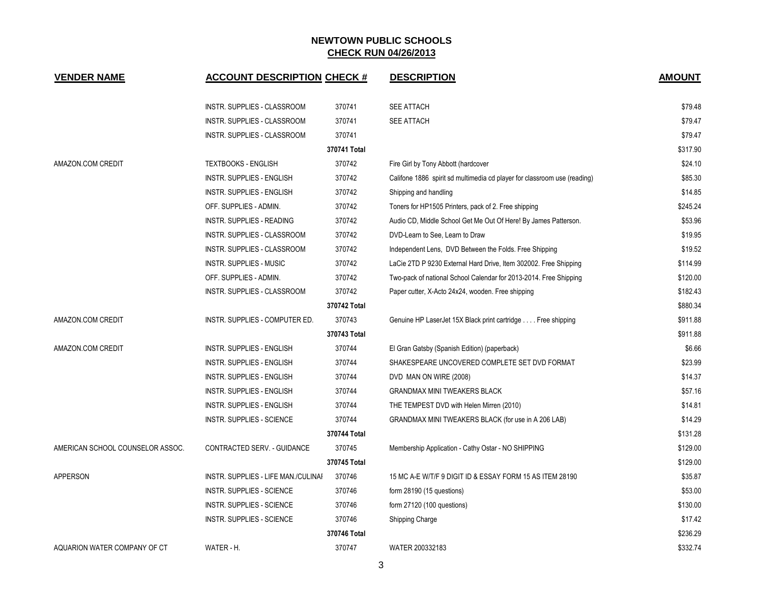# NEWTOWN PUBLIC SCHOOLS

## CHECK RUN 04/26/2013

| VENDER NAME | ACCOUNT DESCRIPTION | CHECK # | DESCRIPTION | AMOUNT |
|---|---|---|---|---|
| | INSTR. SUPPLIES - CLASSROOM | 370741 | SEE ATTACH | $79.48 |
| | INSTR. SUPPLIES - CLASSROOM | 370741 | SEE ATTACH | $79.47 |
| | INSTR. SUPPLIES - CLASSROOM | 370741 | | $79.47 |
| | | 370741 Total | | $317.90 |
| AMAZON.COM CREDIT | TEXTBOOKS - ENGLISH | 370742 | Fire Girl by Tony Abbott (hardcover | $24.10 |
| | INSTR. SUPPLIES - ENGLISH | 370742 | Califone 1886 spirit sd multimedia cd player for classroom use (reading) | $85.30 |
| | INSTR. SUPPLIES - ENGLISH | 370742 | Shipping and handling | $14.85 |
| | OFF. SUPPLIES - ADMIN. | 370742 | Toners for HP1505 Printers, pack of 2. Free shipping | $245.24 |
| | INSTR. SUPPLIES - READING | 370742 | Audio CD, Middle School Get Me Out Of Here! By James Patterson. | $53.96 |
| | INSTR. SUPPLIES - CLASSROOM | 370742 | DVD-Learn to See, Learn to Draw | $19.95 |
| | INSTR. SUPPLIES - CLASSROOM | 370742 | Independent Lens, DVD Between the Folds. Free Shipping | $19.52 |
| | INSTR. SUPPLIES - MUSIC | 370742 | LaCie 2TD P 9230 External Hard Drive, Item 302002. Free Shipping | $114.99 |
| | OFF. SUPPLIES - ADMIN. | 370742 | Two-pack of national School Calendar for 2013-2014. Free Shipping | $120.00 |
| | INSTR. SUPPLIES - CLASSROOM | 370742 | Paper cutter, X-Acto 24x24, wooden. Free shipping | $182.43 |
| | | 370742 Total | | $880.34 |
| AMAZON.COM CREDIT | INSTR. SUPPLIES - COMPUTER ED. | 370743 | Genuine HP LaserJet 15X Black print cartridge . . . . Free shipping | $911.88 |
| | | 370743 Total | | $911.88 |
| AMAZON.COM CREDIT | INSTR. SUPPLIES - ENGLISH | 370744 | El Gran Gatsby (Spanish Edition) (paperback) | $6.66 |
| | INSTR. SUPPLIES - ENGLISH | 370744 | SHAKESPEARE UNCOVERED COMPLETE SET DVD FORMAT | $23.99 |
| | INSTR. SUPPLIES - ENGLISH | 370744 | DVD MAN ON WIRE (2008) | $14.37 |
| | INSTR. SUPPLIES - ENGLISH | 370744 | GRANDMAX MINI TWEAKERS BLACK | $57.16 |
| | INSTR. SUPPLIES - ENGLISH | 370744 | THE TEMPEST DVD with Helen Mirren (2010) | $14.81 |
| | INSTR. SUPPLIES - SCIENCE | 370744 | GRANDMAX MINI TWEAKERS BLACK (for use in A 206 LAB) | $14.29 |
| | | 370744 Total | | $131.28 |
| AMERICAN SCHOOL COUNSELOR ASSOC. | CONTRACTED SERV. - GUIDANCE | 370745 | Membership Application - Cathy Ostar - NO SHIPPING | $129.00 |
| | | 370745 Total | | $129.00 |
| APPERSON | INSTR. SUPPLIES - LIFE MAN./CULINAI | 370746 | 15 MC A-E W/T/F 9 DIGIT ID & ESSAY FORM 15 AS ITEM 28190 | $35.87 |
| | INSTR. SUPPLIES - SCIENCE | 370746 | form 28190 (15 questions) | $53.00 |
| | INSTR. SUPPLIES - SCIENCE | 370746 | form 27120 (100 questions) | $130.00 |
| | INSTR. SUPPLIES - SCIENCE | 370746 | Shipping Charge | $17.42 |
| | | 370746 Total | | $236.29 |
| AQUARION WATER COMPANY OF CT | WATER - H. | 370747 | WATER 200332183 | $332.74 |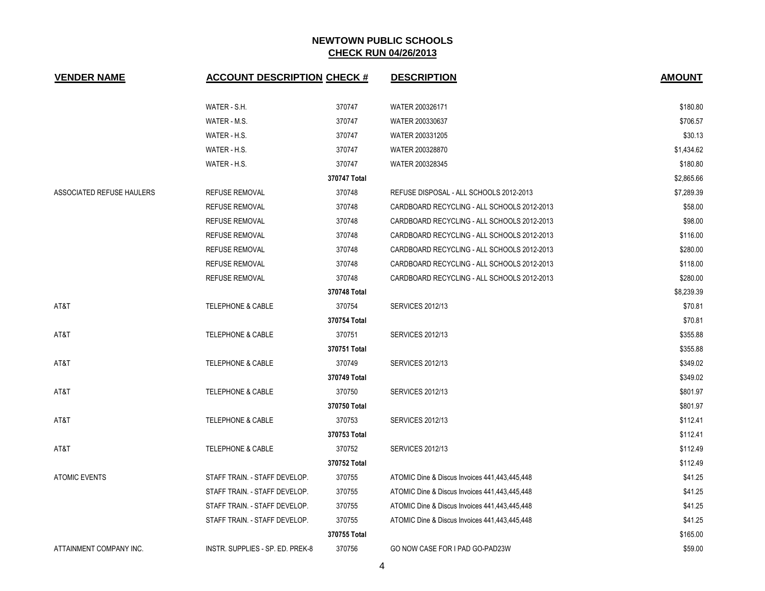# NEWTOWN PUBLIC SCHOOLS

## CHECK RUN 04/26/2013

| VENDER NAME | ACCOUNT DESCRIPTION | CHECK # | DESCRIPTION | AMOUNT |
|---|---|---|---|---|
| | WATER - S.H. | 370747 | WATER 200326171 | $180.80 |
| | WATER - M.S. | 370747 | WATER 200330637 | $706.57 |
| | WATER - H.S. | 370747 | WATER 200331205 | $30.13 |
| | WATER - H.S. | 370747 | WATER 200328870 | $1,434.62 |
| | WATER - H.S. | 370747 | WATER 200328345 | $180.80 |
| | | 370747 Total | | $2,865.66 |
| ASSOCIATED REFUSE HAULERS | REFUSE REMOVAL | 370748 | REFUSE DISPOSAL - ALL SCHOOLS 2012-2013 | $7,289.39 |
| | REFUSE REMOVAL | 370748 | CARDBOARD RECYCLING - ALL SCHOOLS 2012-2013 | $58.00 |
| | REFUSE REMOVAL | 370748 | CARDBOARD RECYCLING - ALL SCHOOLS 2012-2013 | $98.00 |
| | REFUSE REMOVAL | 370748 | CARDBOARD RECYCLING - ALL SCHOOLS 2012-2013 | $116.00 |
| | REFUSE REMOVAL | 370748 | CARDBOARD RECYCLING - ALL SCHOOLS 2012-2013 | $280.00 |
| | REFUSE REMOVAL | 370748 | CARDBOARD RECYCLING - ALL SCHOOLS 2012-2013 | $118.00 |
| | REFUSE REMOVAL | 370748 | CARDBOARD RECYCLING - ALL SCHOOLS 2012-2013 | $280.00 |
| | | 370748 Total | | $8,239.39 |
| AT&T | TELEPHONE & CABLE | 370754 | SERVICES 2012/13 | $70.81 |
| | | 370754 Total | | $70.81 |
| AT&T | TELEPHONE & CABLE | 370751 | SERVICES 2012/13 | $355.88 |
| | | 370751 Total | | $355.88 |
| AT&T | TELEPHONE & CABLE | 370749 | SERVICES 2012/13 | $349.02 |
| | | 370749 Total | | $349.02 |
| AT&T | TELEPHONE & CABLE | 370750 | SERVICES 2012/13 | $801.97 |
| | | 370750 Total | | $801.97 |
| AT&T | TELEPHONE & CABLE | 370753 | SERVICES 2012/13 | $112.41 |
| | | 370753 Total | | $112.41 |
| AT&T | TELEPHONE & CABLE | 370752 | SERVICES 2012/13 | $112.49 |
| | | 370752 Total | | $112.49 |
| ATOMIC EVENTS | STAFF TRAIN. - STAFF DEVELOP. | 370755 | ATOMIC Dine & Discus Invoices 441,443,445,448 | $41.25 |
| | STAFF TRAIN. - STAFF DEVELOP. | 370755 | ATOMIC Dine & Discus Invoices 441,443,445,448 | $41.25 |
| | STAFF TRAIN. - STAFF DEVELOP. | 370755 | ATOMIC Dine & Discus Invoices 441,443,445,448 | $41.25 |
| | STAFF TRAIN. - STAFF DEVELOP. | 370755 | ATOMIC Dine & Discus Invoices 441,443,445,448 | $41.25 |
| | | 370755 Total | | $165.00 |
| ATTAINMENT COMPANY INC. | INSTR. SUPPLIES - SP. ED. PREK-8 | 370756 | GO NOW CASE FOR I PAD GO-PAD23W | $59.00 |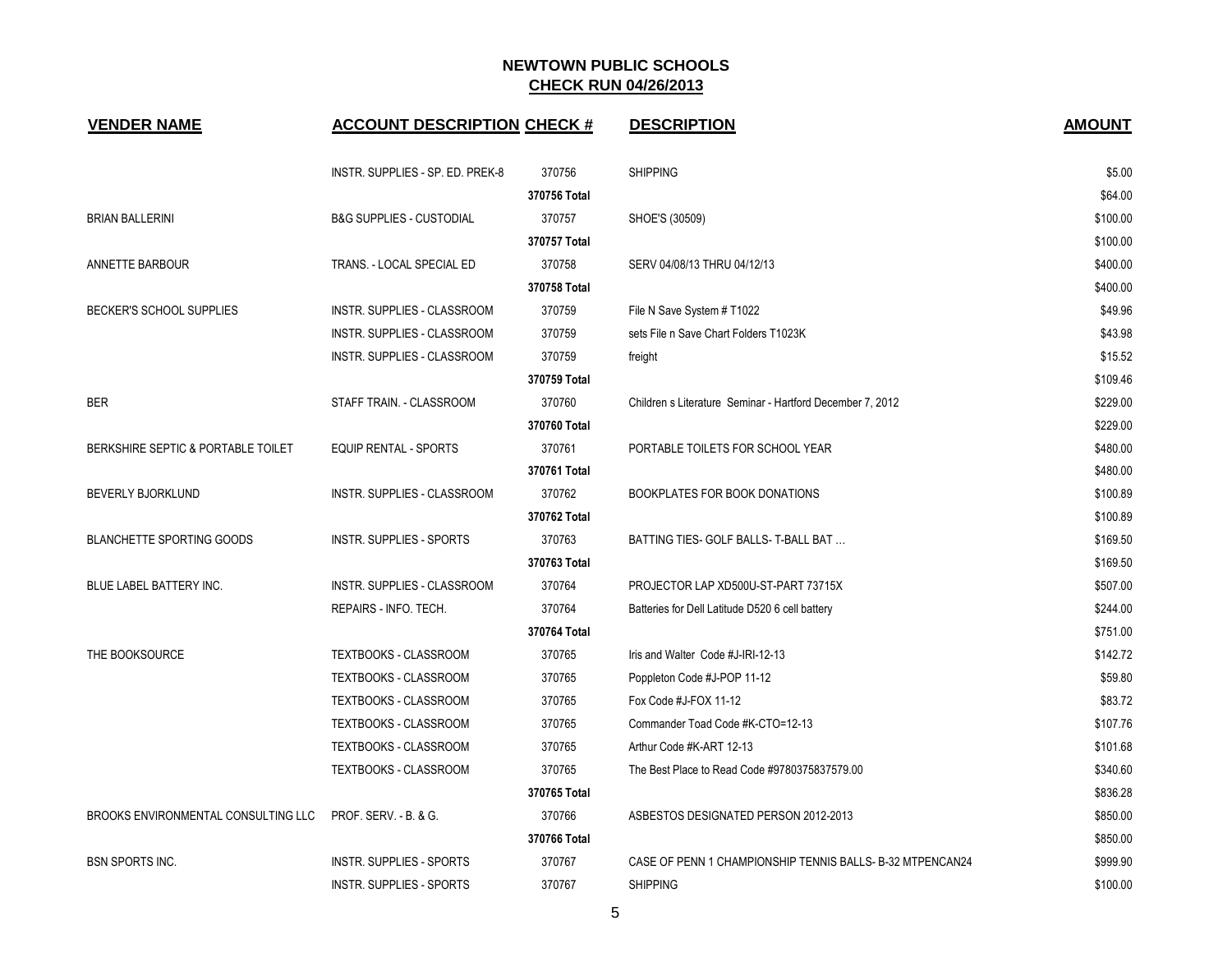## NEWTOWN PUBLIC SCHOOLS

## CHECK RUN 04/26/2013

| VENDER NAME | ACCOUNT DESCRIPTION | CHECK # | DESCRIPTION | AMOUNT |
|---|---|---|---|---|
| | INSTR. SUPPLIES - SP. ED. PREK-8 | 370756 | SHIPPING | $5.00 |
| | | 370756 Total | | $64.00 |
| BRIAN BALLERINI | B&G SUPPLIES - CUSTODIAL | 370757 | SHOE'S (30509) | $100.00 |
| | | 370757 Total | | $100.00 |
| ANNETTE BARBOUR | TRANS. - LOCAL SPECIAL ED | 370758 | SERV 04/08/13 THRU 04/12/13 | $400.00 |
| | | 370758 Total | | $400.00 |
| BECKER'S SCHOOL SUPPLIES | INSTR. SUPPLIES - CLASSROOM | 370759 | File N Save System # T1022 | $49.96 |
| | INSTR. SUPPLIES - CLASSROOM | 370759 | sets File n Save Chart Folders T1023K | $43.98 |
| | INSTR. SUPPLIES - CLASSROOM | 370759 | freight | $15.52 |
| | | 370759 Total | | $109.46 |
| BER | STAFF TRAIN. - CLASSROOM | 370760 | Children s Literature Seminar - Hartford December 7, 2012 | $229.00 |
| | | 370760 Total | | $229.00 |
| BERKSHIRE SEPTIC & PORTABLE TOILET | EQUIP RENTAL - SPORTS | 370761 | PORTABLE TOILETS FOR SCHOOL YEAR | $480.00 |
| | | 370761 Total | | $480.00 |
| BEVERLY BJORKLUND | INSTR. SUPPLIES - CLASSROOM | 370762 | BOOKPLATES FOR BOOK DONATIONS | $100.89 |
| | | 370762 Total | | $100.89 |
| BLANCHETTE SPORTING GOODS | INSTR. SUPPLIES - SPORTS | 370763 | BATTING TIES- GOLF BALLS- T-BALL BAT … | $169.50 |
| | | 370763 Total | | $169.50 |
| BLUE LABEL BATTERY INC. | INSTR. SUPPLIES - CLASSROOM | 370764 | PROJECTOR LAP XD500U-ST-PART 73715X | $507.00 |
| | REPAIRS - INFO. TECH. | 370764 | Batteries for Dell Latitude D520 6 cell battery | $244.00 |
| | | 370764 Total | | $751.00 |
| THE BOOKSOURCE | TEXTBOOKS - CLASSROOM | 370765 | Iris and Walter Code #J-IRI-12-13 | $142.72 |
| | TEXTBOOKS - CLASSROOM | 370765 | Poppleton Code #J-POP 11-12 | $59.80 |
| | TEXTBOOKS - CLASSROOM | 370765 | Fox Code #J-FOX 11-12 | $83.72 |
| | TEXTBOOKS - CLASSROOM | 370765 | Commander Toad Code #K-CTO=12-13 | $107.76 |
| | TEXTBOOKS - CLASSROOM | 370765 | Arthur Code #K-ART 12-13 | $101.68 |
| | TEXTBOOKS - CLASSROOM | 370765 | The Best Place to Read Code #9780375837579.00 | $340.60 |
| | | 370765 Total | | $836.28 |
| BROOKS ENVIRONMENTAL CONSULTING LLC | PROF. SERV. - B. & G. | 370766 | ASBESTOS DESIGNATED PERSON 2012-2013 | $850.00 |
| | | 370766 Total | | $850.00 |
| BSN SPORTS INC. | INSTR. SUPPLIES - SPORTS | 370767 | CASE OF PENN 1 CHAMPIONSHIP TENNIS BALLS- B-32 MTPENCAN24 | $999.90 |
| | INSTR. SUPPLIES - SPORTS | 370767 | SHIPPING | $100.00 |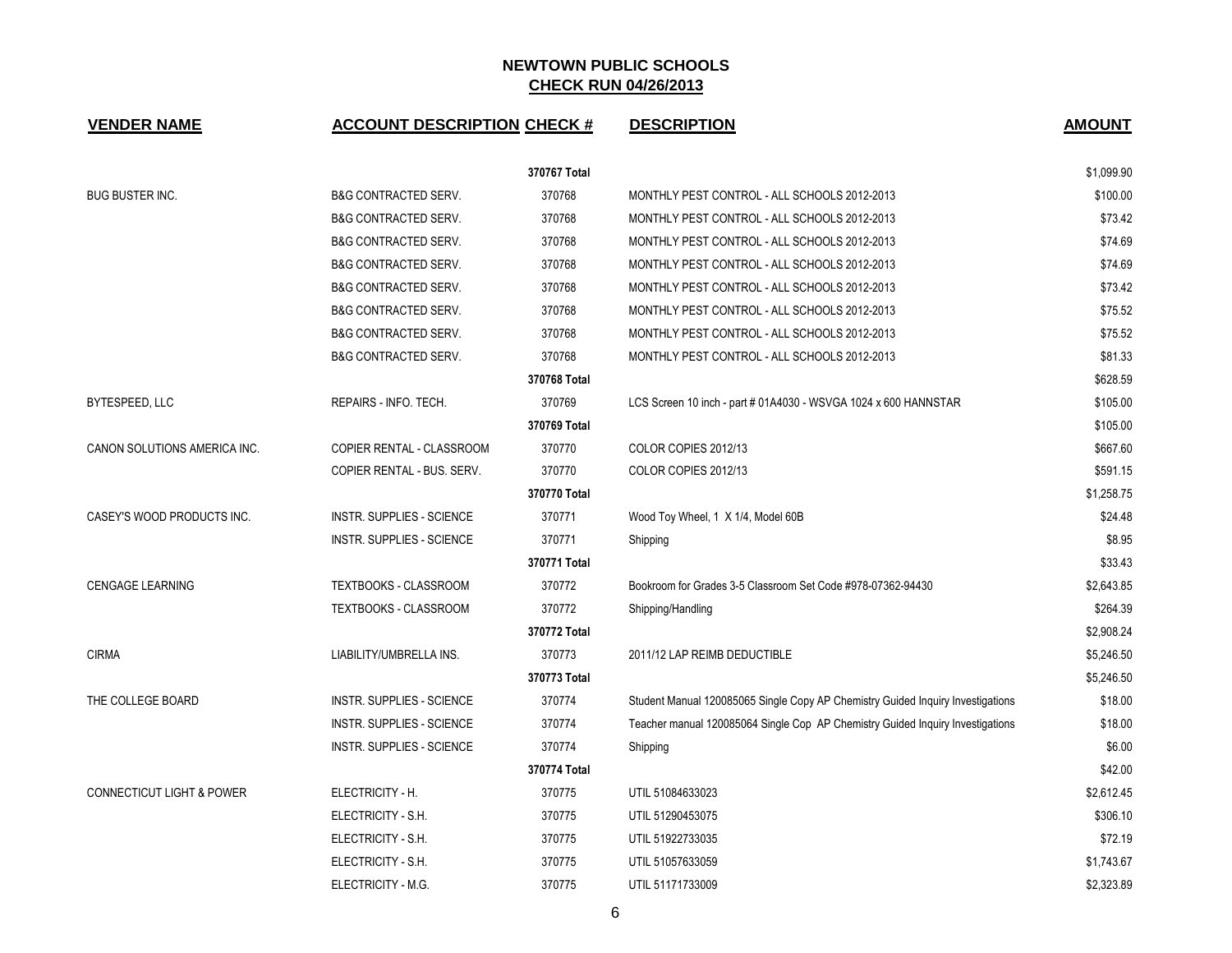**NEWTOWN PUBLIC SCHOOLS**
**CHECK RUN 04/26/2013**

| VENDER NAME | ACCOUNT DESCRIPTION | CHECK # | DESCRIPTION | AMOUNT |
|---|---|---|---|---|
| | | 370767 Total | | $1,099.90 |
| BUG BUSTER INC. | B&G CONTRACTED SERV. | 370768 | MONTHLY PEST CONTROL - ALL SCHOOLS 2012-2013 | $100.00 |
| | B&G CONTRACTED SERV. | 370768 | MONTHLY PEST CONTROL - ALL SCHOOLS 2012-2013 | $73.42 |
| | B&G CONTRACTED SERV. | 370768 | MONTHLY PEST CONTROL - ALL SCHOOLS 2012-2013 | $74.69 |
| | B&G CONTRACTED SERV. | 370768 | MONTHLY PEST CONTROL - ALL SCHOOLS 2012-2013 | $74.69 |
| | B&G CONTRACTED SERV. | 370768 | MONTHLY PEST CONTROL - ALL SCHOOLS 2012-2013 | $73.42 |
| | B&G CONTRACTED SERV. | 370768 | MONTHLY PEST CONTROL - ALL SCHOOLS 2012-2013 | $75.52 |
| | B&G CONTRACTED SERV. | 370768 | MONTHLY PEST CONTROL - ALL SCHOOLS 2012-2013 | $75.52 |
| | B&G CONTRACTED SERV. | 370768 | MONTHLY PEST CONTROL - ALL SCHOOLS 2012-2013 | $81.33 |
| | | 370768 Total | | $628.59 |
| BYTESPEED, LLC | REPAIRS - INFO. TECH. | 370769 | LCS Screen 10 inch - part # 01A4030 - WSVGA 1024 x 600 HANNSTAR | $105.00 |
| | | 370769 Total | | $105.00 |
| CANON SOLUTIONS AMERICA INC. | COPIER RENTAL - CLASSROOM | 370770 | COLOR COPIES 2012/13 | $667.60 |
| | COPIER RENTAL - BUS. SERV. | 370770 | COLOR COPIES 2012/13 | $591.15 |
| | | 370770 Total | | $1,258.75 |
| CASEY'S WOOD PRODUCTS INC. | INSTR. SUPPLIES - SCIENCE | 370771 | Wood Toy Wheel, 1 X 1/4, Model 60B | $24.48 |
| | INSTR. SUPPLIES - SCIENCE | 370771 | Shipping | $8.95 |
| | | 370771 Total | | $33.43 |
| CENGAGE LEARNING | TEXTBOOKS - CLASSROOM | 370772 | Bookroom for Grades 3-5 Classroom Set Code #978-07362-94430 | $2,643.85 |
| | TEXTBOOKS - CLASSROOM | 370772 | Shipping/Handling | $264.39 |
| | | 370772 Total | | $2,908.24 |
| CIRMA | LIABILITY/UMBRELLA INS. | 370773 | 2011/12 LAP REIMB DEDUCTIBLE | $5,246.50 |
| | | 370773 Total | | $5,246.50 |
| THE COLLEGE BOARD | INSTR. SUPPLIES - SCIENCE | 370774 | Student Manual 120085065 Single Copy AP Chemistry Guided Inquiry Investigations | $18.00 |
| | INSTR. SUPPLIES - SCIENCE | 370774 | Teacher manual 120085064 Single Cop AP Chemistry Guided Inquiry Investigations | $18.00 |
| | INSTR. SUPPLIES - SCIENCE | 370774 | Shipping | $6.00 |
| | | 370774 Total | | $42.00 |
| CONNECTICUT LIGHT & POWER | ELECTRICITY - H. | 370775 | UTIL 51084633023 | $2,612.45 |
| | ELECTRICITY - S.H. | 370775 | UTIL 51290453075 | $306.10 |
| | ELECTRICITY - S.H. | 370775 | UTIL 51922733035 | $72.19 |
| | ELECTRICITY - S.H. | 370775 | UTIL 51057633059 | $1,743.67 |
| | ELECTRICITY - M.G. | 370775 | UTIL 51171733009 | $2,323.89 |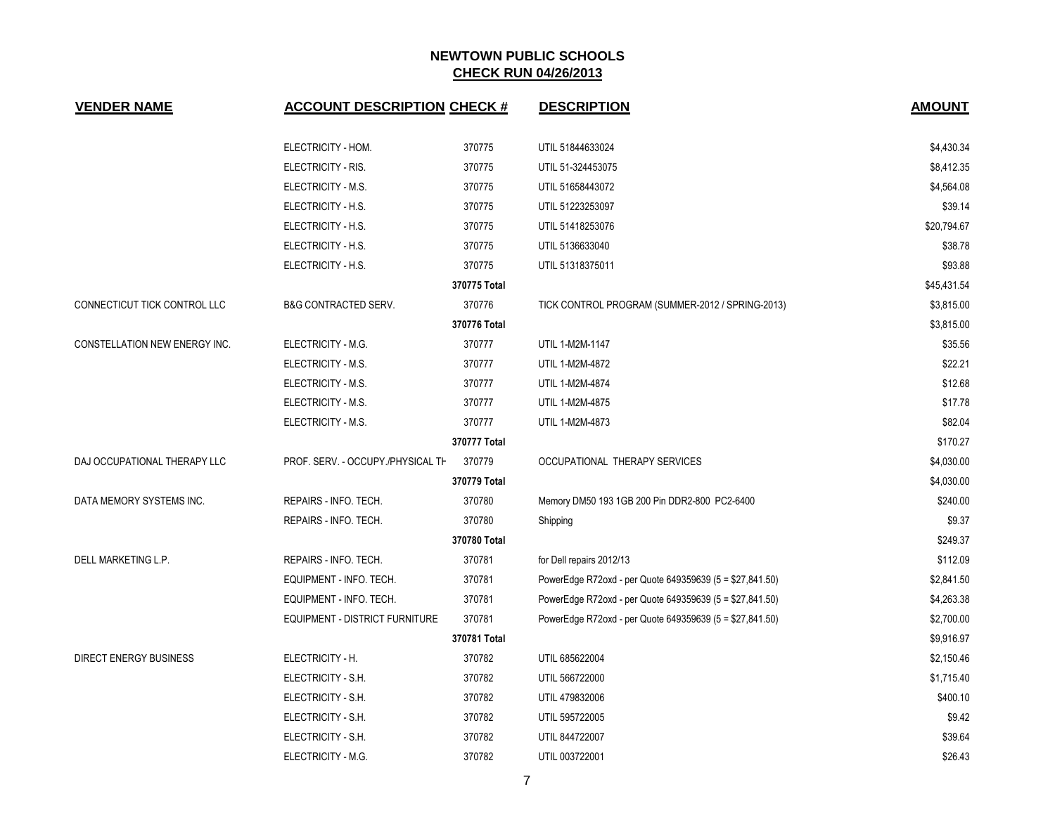**NEWTOWN PUBLIC SCHOOLS**
**CHECK RUN 04/26/2013**

| VENDER NAME | ACCOUNT DESCRIPTION | CHECK # | DESCRIPTION | AMOUNT |
|---|---|---|---|---|
| | ELECTRICITY - HOM. | 370775 | UTIL 51844633024 | $4,430.34 |
| | ELECTRICITY - RIS. | 370775 | UTIL 51-324453075 | $8,412.35 |
| | ELECTRICITY - M.S. | 370775 | UTIL 51658443072 | $4,564.08 |
| | ELECTRICITY - H.S. | 370775 | UTIL 51223253097 | $39.14 |
| | ELECTRICITY - H.S. | 370775 | UTIL 51418253076 | $20,794.67 |
| | ELECTRICITY - H.S. | 370775 | UTIL 5136633040 | $38.78 |
| | ELECTRICITY - H.S. | 370775 | UTIL 51318375011 | $93.88 |
| | | 370775 Total | | $45,431.54 |
| CONNECTICUT TICK CONTROL LLC | B&G CONTRACTED SERV. | 370776 | TICK CONTROL PROGRAM (SUMMER-2012 / SPRING-2013) | $3,815.00 |
| | | 370776 Total | | $3,815.00 |
| CONSTELLATION NEW ENERGY INC. | ELECTRICITY - M.G. | 370777 | UTIL 1-M2M-1147 | $35.56 |
| | ELECTRICITY - M.S. | 370777 | UTIL 1-M2M-4872 | $22.21 |
| | ELECTRICITY - M.S. | 370777 | UTIL 1-M2M-4874 | $12.68 |
| | ELECTRICITY - M.S. | 370777 | UTIL 1-M2M-4875 | $17.78 |
| | ELECTRICITY - M.S. | 370777 | UTIL 1-M2M-4873 | $82.04 |
| | | 370777 Total | | $170.27 |
| DAJ OCCUPATIONAL THERAPY LLC | PROF. SERV. - OCCUPY./PHYSICAL TH | 370779 | OCCUPATIONAL THERAPY SERVICES | $4,030.00 |
| | | 370779 Total | | $4,030.00 |
| DATA MEMORY SYSTEMS INC. | REPAIRS - INFO. TECH. | 370780 | Memory DM50 193 1GB 200 Pin DDR2-800 PC2-6400 | $240.00 |
| | REPAIRS - INFO. TECH. | 370780 | Shipping | $9.37 |
| | | 370780 Total | | $249.37 |
| DELL MARKETING L.P. | REPAIRS - INFO. TECH. | 370781 | for Dell repairs 2012/13 | $112.09 |
| | EQUIPMENT - INFO. TECH. | 370781 | PowerEdge R72oxd - per Quote 649359639 (5 = $27,841.50) | $2,841.50 |
| | EQUIPMENT - INFO. TECH. | 370781 | PowerEdge R72oxd - per Quote 649359639 (5 = $27,841.50) | $4,263.38 |
| | EQUIPMENT - DISTRICT FURNITURE | 370781 | PowerEdge R72oxd - per Quote 649359639 (5 = $27,841.50) | $2,700.00 |
| | | 370781 Total | | $9,916.97 |
| DIRECT ENERGY BUSINESS | ELECTRICITY - H. | 370782 | UTIL 685622004 | $2,150.46 |
| | ELECTRICITY - S.H. | 370782 | UTIL 566722000 | $1,715.40 |
| | ELECTRICITY - S.H. | 370782 | UTIL 479832006 | $400.10 |
| | ELECTRICITY - S.H. | 370782 | UTIL 595722005 | $9.42 |
| | ELECTRICITY - S.H. | 370782 | UTIL 844722007 | $39.64 |
| | ELECTRICITY - M.G. | 370782 | UTIL 003722001 | $26.43 |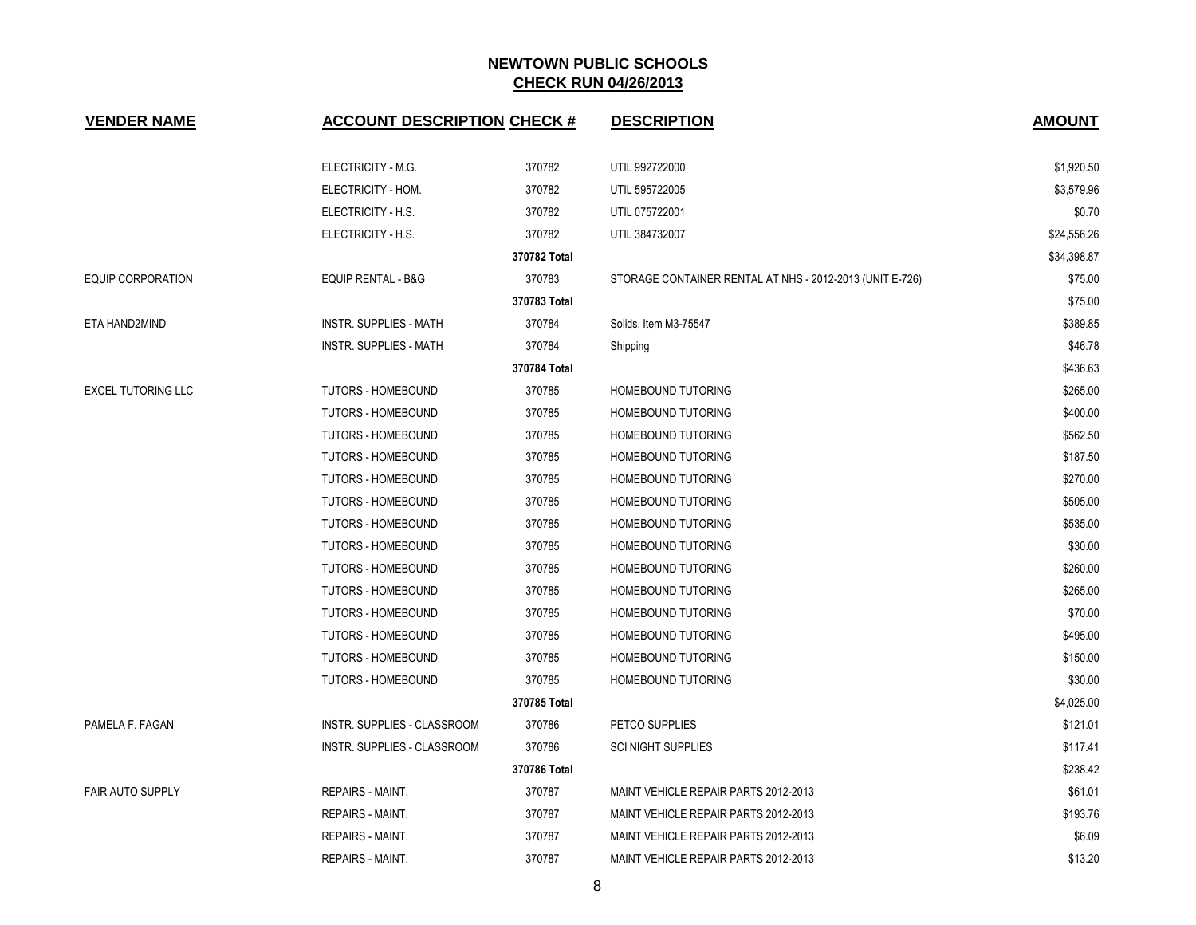## NEWTOWN PUBLIC SCHOOLS
## CHECK RUN 04/26/2013

| VENDER NAME | ACCOUNT DESCRIPTION | CHECK # | DESCRIPTION | AMOUNT |
|---|---|---|---|---|
| | ELECTRICITY - M.G. | 370782 | UTIL 992722000 | $1,920.50 |
| | ELECTRICITY - HOM. | 370782 | UTIL 595722005 | $3,579.96 |
| | ELECTRICITY - H.S. | 370782 | UTIL 075722001 | $0.70 |
| | ELECTRICITY - H.S. | 370782 | UTIL 384732007 | $24,556.26 |
| | | 370782 Total | | $34,398.87 |
| EQUIP CORPORATION | EQUIP RENTAL - B&G | 370783 | STORAGE CONTAINER RENTAL AT NHS - 2012-2013 (UNIT E-726) | $75.00 |
| | | 370783 Total | | $75.00 |
| ETA HAND2MIND | INSTR. SUPPLIES - MATH | 370784 | Solids, Item M3-75547 | $389.85 |
| | INSTR. SUPPLIES - MATH | 370784 | Shipping | $46.78 |
| | | 370784 Total | | $436.63 |
| EXCEL TUTORING LLC | TUTORS - HOMEBOUND | 370785 | HOMEBOUND TUTORING | $265.00 |
| | TUTORS - HOMEBOUND | 370785 | HOMEBOUND TUTORING | $400.00 |
| | TUTORS - HOMEBOUND | 370785 | HOMEBOUND TUTORING | $562.50 |
| | TUTORS - HOMEBOUND | 370785 | HOMEBOUND TUTORING | $187.50 |
| | TUTORS - HOMEBOUND | 370785 | HOMEBOUND TUTORING | $270.00 |
| | TUTORS - HOMEBOUND | 370785 | HOMEBOUND TUTORING | $505.00 |
| | TUTORS - HOMEBOUND | 370785 | HOMEBOUND TUTORING | $535.00 |
| | TUTORS - HOMEBOUND | 370785 | HOMEBOUND TUTORING | $30.00 |
| | TUTORS - HOMEBOUND | 370785 | HOMEBOUND TUTORING | $260.00 |
| | TUTORS - HOMEBOUND | 370785 | HOMEBOUND TUTORING | $265.00 |
| | TUTORS - HOMEBOUND | 370785 | HOMEBOUND TUTORING | $70.00 |
| | TUTORS - HOMEBOUND | 370785 | HOMEBOUND TUTORING | $495.00 |
| | TUTORS - HOMEBOUND | 370785 | HOMEBOUND TUTORING | $150.00 |
| | TUTORS - HOMEBOUND | 370785 | HOMEBOUND TUTORING | $30.00 |
| | | 370785 Total | | $4,025.00 |
| PAMELA F. FAGAN | INSTR. SUPPLIES - CLASSROOM | 370786 | PETCO SUPPLIES | $121.01 |
| | INSTR. SUPPLIES - CLASSROOM | 370786 | SCI NIGHT SUPPLIES | $117.41 |
| | | 370786 Total | | $238.42 |
| FAIR AUTO SUPPLY | REPAIRS - MAINT. | 370787 | MAINT VEHICLE REPAIR PARTS 2012-2013 | $61.01 |
| | REPAIRS - MAINT. | 370787 | MAINT VEHICLE REPAIR PARTS 2012-2013 | $193.76 |
| | REPAIRS - MAINT. | 370787 | MAINT VEHICLE REPAIR PARTS 2012-2013 | $6.09 |
| | REPAIRS - MAINT. | 370787 | MAINT VEHICLE REPAIR PARTS 2012-2013 | $13.20 |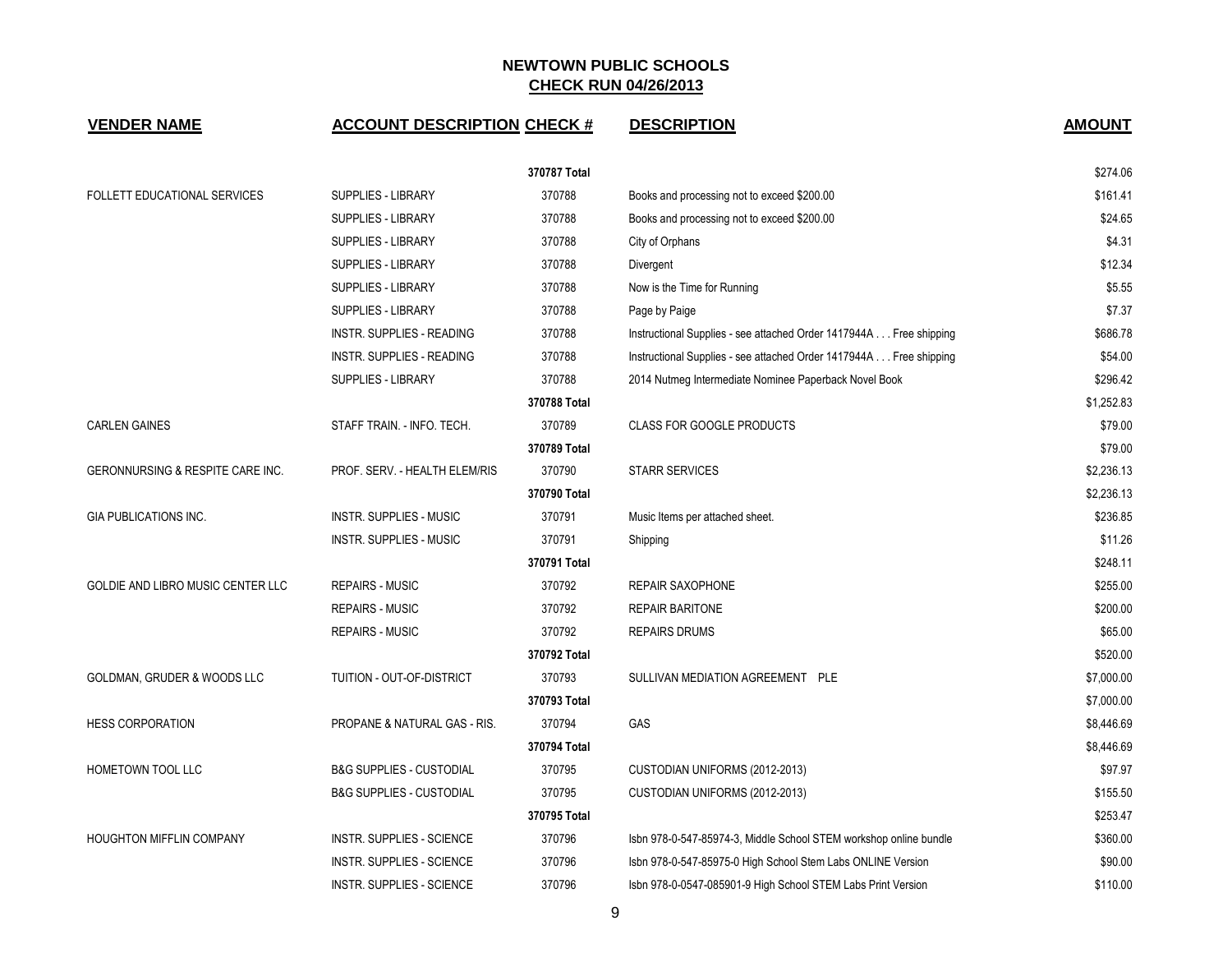## NEWTOWN PUBLIC SCHOOLS
## CHECK RUN 04/26/2013

| VENDER NAME | ACCOUNT DESCRIPTION | CHECK # | DESCRIPTION | AMOUNT |
|---|---|---|---|---|
| | | **370787 Total** | | $274.06 |
| FOLLETT EDUCATIONAL SERVICES | SUPPLIES - LIBRARY | 370788 | Books and processing not to exceed $200.00 | $161.41 |
| | SUPPLIES - LIBRARY | 370788 | Books and processing not to exceed $200.00 | $24.65 |
| | SUPPLIES - LIBRARY | 370788 | City of Orphans | $4.31 |
| | SUPPLIES - LIBRARY | 370788 | Divergent | $12.34 |
| | SUPPLIES - LIBRARY | 370788 | Now is the Time for Running | $5.55 |
| | SUPPLIES - LIBRARY | 370788 | Page by Paige | $7.37 |
| | INSTR. SUPPLIES - READING | 370788 | Instructional Supplies - see attached Order 1417944A . . . Free shipping | $686.78 |
| | INSTR. SUPPLIES - READING | 370788 | Instructional Supplies - see attached Order 1417944A . . . Free shipping | $54.00 |
| | SUPPLIES - LIBRARY | 370788 | 2014 Nutmeg Intermediate Nominee Paperback Novel Book | $296.42 |
| | | **370788 Total** | | $1,252.83 |
| CARLEN GAINES | STAFF TRAIN. - INFO. TECH. | 370789 | CLASS FOR GOOGLE PRODUCTS | $79.00 |
| | | **370789 Total** | | $79.00 |
| GERONNURSING & RESPITE CARE INC. | PROF. SERV. - HEALTH ELEM/RIS | 370790 | STARR SERVICES | $2,236.13 |
| | | **370790 Total** | | $2,236.13 |
| GIA PUBLICATIONS INC. | INSTR. SUPPLIES - MUSIC | 370791 | Music Items per attached sheet. | $236.85 |
| | INSTR. SUPPLIES - MUSIC | 370791 | Shipping | $11.26 |
| | | **370791 Total** | | $248.11 |
| GOLDIE AND LIBRO MUSIC CENTER LLC | REPAIRS - MUSIC | 370792 | REPAIR SAXOPHONE | $255.00 |
| | REPAIRS - MUSIC | 370792 | REPAIR BARITONE | $200.00 |
| | REPAIRS - MUSIC | 370792 | REPAIRS DRUMS | $65.00 |
| | | **370792 Total** | | $520.00 |
| GOLDMAN, GRUDER & WOODS LLC | TUITION - OUT-OF-DISTRICT | 370793 | SULLIVAN MEDIATION AGREEMENT PLE | $7,000.00 |
| | | **370793 Total** | | $7,000.00 |
| HESS CORPORATION | PROPANE & NATURAL GAS - RIS. | 370794 | GAS | $8,446.69 |
| | | **370794 Total** | | $8,446.69 |
| HOMETOWN TOOL LLC | B&G SUPPLIES - CUSTODIAL | 370795 | CUSTODIAN UNIFORMS (2012-2013) | $97.97 |
| | B&G SUPPLIES - CUSTODIAL | 370795 | CUSTODIAN UNIFORMS (2012-2013) | $155.50 |
| | | **370795 Total** | | $253.47 |
| HOUGHTON MIFFLIN COMPANY | INSTR. SUPPLIES - SCIENCE | 370796 | Isbn 978-0-547-85974-3, Middle School STEM workshop online bundle | $360.00 |
| | INSTR. SUPPLIES - SCIENCE | 370796 | Isbn 978-0-547-85975-0 High School Stem Labs ONLINE Version | $90.00 |
| | INSTR. SUPPLIES - SCIENCE | 370796 | Isbn 978-0-0547-085901-9 High School STEM Labs Print Version | $110.00 |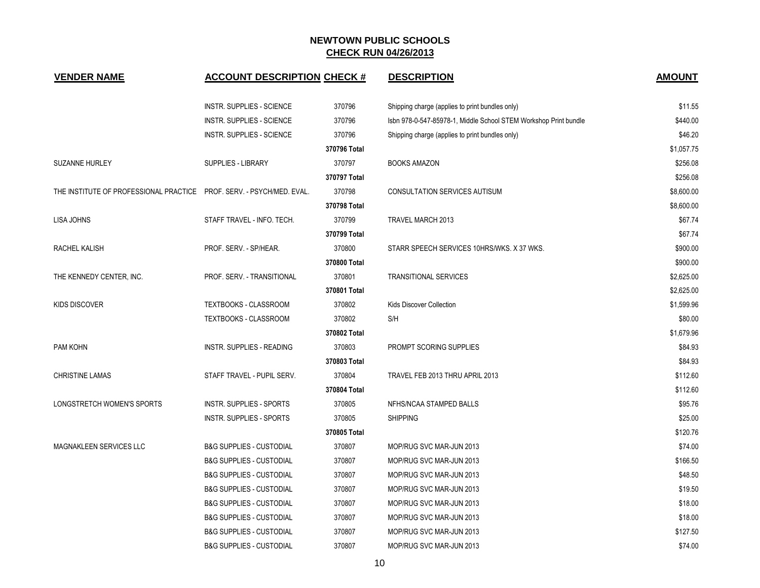## NEWTOWN PUBLIC SCHOOLS
## CHECK RUN 04/26/2013

| VENDER NAME | ACCOUNT DESCRIPTION | CHECK # | DESCRIPTION | AMOUNT |
|---|---|---|---|---|
| | INSTR. SUPPLIES - SCIENCE | 370796 | Shipping charge (applies to print bundles only) | $11.55 |
| | INSTR. SUPPLIES - SCIENCE | 370796 | Isbn 978-0-547-85978-1, Middle School STEM Workshop Print bundle | $440.00 |
| | INSTR. SUPPLIES - SCIENCE | 370796 | Shipping charge (applies to print bundles only) | $46.20 |
| | | **370796 Total** | | $1,057.75 |
| SUZANNE HURLEY | SUPPLIES - LIBRARY | 370797 | BOOKS AMAZON | $256.08 |
| | | **370797 Total** | | $256.08 |
| THE INSTITUTE OF PROFESSIONAL PRACTICE | PROF. SERV. - PSYCH/MED. EVAL. | 370798 | CONSULTATION SERVICES AUTISUM | $8,600.00 |
| | | **370798 Total** | | $8,600.00 |
| LISA JOHNS | STAFF TRAVEL - INFO. TECH. | 370799 | TRAVEL MARCH 2013 | $67.74 |
| | | **370799 Total** | | $67.74 |
| RACHEL KALISH | PROF. SERV. - SP/HEAR. | 370800 | STARR SPEECH SERVICES 10HRS/WKS. X 37 WKS. | $900.00 |
| | | **370800 Total** | | $900.00 |
| THE KENNEDY CENTER, INC. | PROF. SERV. - TRANSITIONAL | 370801 | TRANSITIONAL SERVICES | $2,625.00 |
| | | **370801 Total** | | $2,625.00 |
| KIDS DISCOVER | TEXTBOOKS - CLASSROOM | 370802 | Kids Discover Collection | $1,599.96 |
| | TEXTBOOKS - CLASSROOM | 370802 | S/H | $80.00 |
| | | **370802 Total** | | $1,679.96 |
| PAM KOHN | INSTR. SUPPLIES - READING | 370803 | PROMPT SCORING SUPPLIES | $84.93 |
| | | **370803 Total** | | $84.93 |
| CHRISTINE LAMAS | STAFF TRAVEL - PUPIL SERV. | 370804 | TRAVEL FEB 2013 THRU APRIL 2013 | $112.60 |
| | | **370804 Total** | | $112.60 |
| LONGSTRETCH WOMEN'S SPORTS | INSTR. SUPPLIES - SPORTS | 370805 | NFHS/NCAA STAMPED BALLS | $95.76 |
| | INSTR. SUPPLIES - SPORTS | 370805 | SHIPPING | $25.00 |
| | | **370805 Total** | | $120.76 |
| MAGNAKLEEN SERVICES LLC | B&G SUPPLIES - CUSTODIAL | 370807 | MOP/RUG SVC MAR-JUN 2013 | $74.00 |
| | B&G SUPPLIES - CUSTODIAL | 370807 | MOP/RUG SVC MAR-JUN 2013 | $166.50 |
| | B&G SUPPLIES - CUSTODIAL | 370807 | MOP/RUG SVC MAR-JUN 2013 | $48.50 |
| | B&G SUPPLIES - CUSTODIAL | 370807 | MOP/RUG SVC MAR-JUN 2013 | $19.50 |
| | B&G SUPPLIES - CUSTODIAL | 370807 | MOP/RUG SVC MAR-JUN 2013 | $18.00 |
| | B&G SUPPLIES - CUSTODIAL | 370807 | MOP/RUG SVC MAR-JUN 2013 | $18.00 |
| | B&G SUPPLIES - CUSTODIAL | 370807 | MOP/RUG SVC MAR-JUN 2013 | $127.50 |
| | B&G SUPPLIES - CUSTODIAL | 370807 | MOP/RUG SVC MAR-JUN 2013 | $74.00 |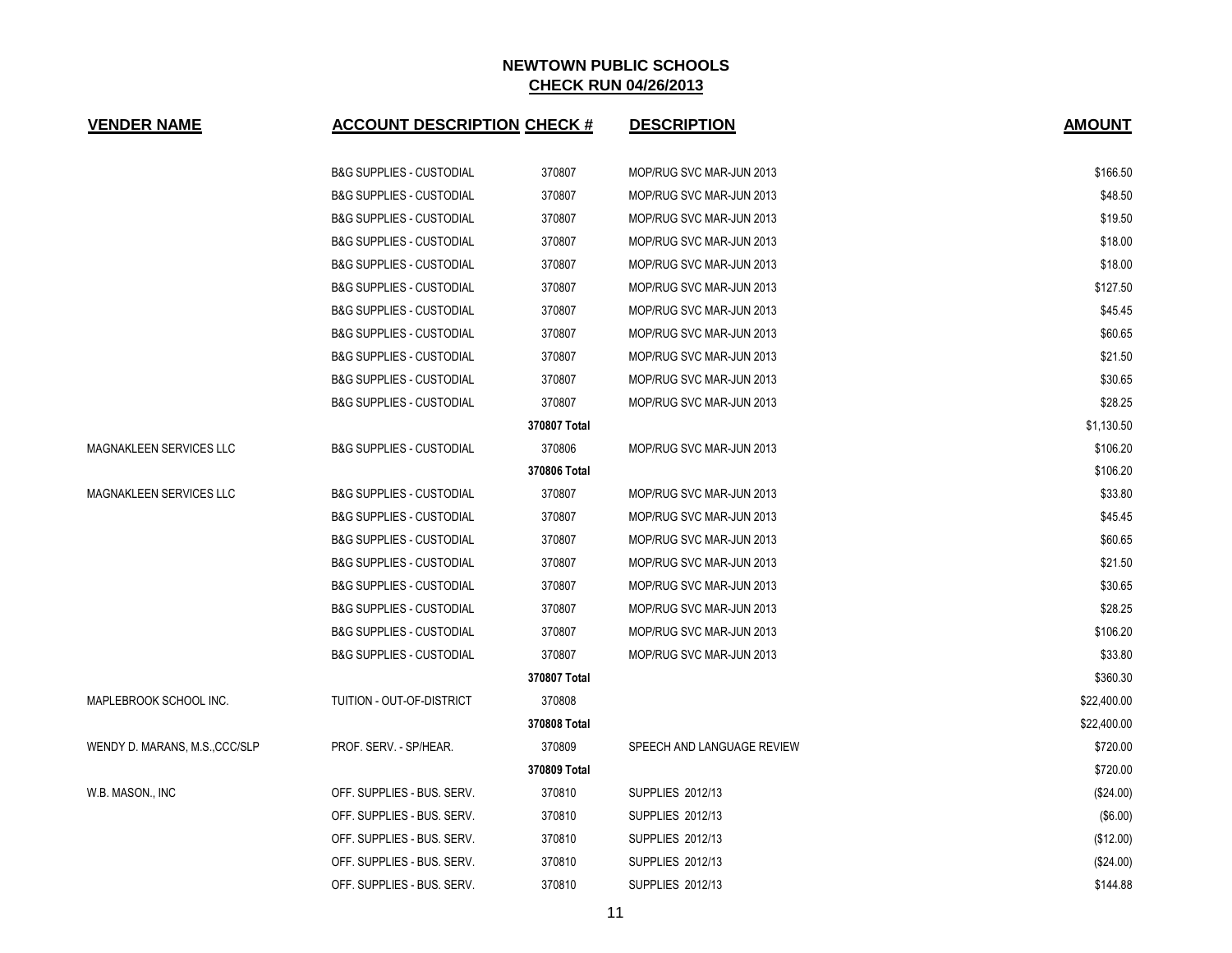# NEWTOWN PUBLIC SCHOOLS

## CHECK RUN 04/26/2013

| VENDER NAME | ACCOUNT DESCRIPTION | CHECK # | DESCRIPTION | AMOUNT |
|---|---|---|---|---|
| | B&G SUPPLIES - CUSTODIAL | 370807 | MOP/RUG SVC MAR-JUN 2013 | $166.50 |
| | B&G SUPPLIES - CUSTODIAL | 370807 | MOP/RUG SVC MAR-JUN 2013 | $48.50 |
| | B&G SUPPLIES - CUSTODIAL | 370807 | MOP/RUG SVC MAR-JUN 2013 | $19.50 |
| | B&G SUPPLIES - CUSTODIAL | 370807 | MOP/RUG SVC MAR-JUN 2013 | $18.00 |
| | B&G SUPPLIES - CUSTODIAL | 370807 | MOP/RUG SVC MAR-JUN 2013 | $18.00 |
| | B&G SUPPLIES - CUSTODIAL | 370807 | MOP/RUG SVC MAR-JUN 2013 | $127.50 |
| | B&G SUPPLIES - CUSTODIAL | 370807 | MOP/RUG SVC MAR-JUN 2013 | $45.45 |
| | B&G SUPPLIES - CUSTODIAL | 370807 | MOP/RUG SVC MAR-JUN 2013 | $60.65 |
| | B&G SUPPLIES - CUSTODIAL | 370807 | MOP/RUG SVC MAR-JUN 2013 | $21.50 |
| | B&G SUPPLIES - CUSTODIAL | 370807 | MOP/RUG SVC MAR-JUN 2013 | $30.65 |
| | B&G SUPPLIES - CUSTODIAL | 370807 | MOP/RUG SVC MAR-JUN 2013 | $28.25 |
| | | **370807 Total** | | $1,130.50 |
| MAGNAKLEEN SERVICES LLC | B&G SUPPLIES - CUSTODIAL | 370806 | MOP/RUG SVC MAR-JUN 2013 | $106.20 |
| | | **370806 Total** | | $106.20 |
| MAGNAKLEEN SERVICES LLC | B&G SUPPLIES - CUSTODIAL | 370807 | MOP/RUG SVC MAR-JUN 2013 | $33.80 |
| | B&G SUPPLIES - CUSTODIAL | 370807 | MOP/RUG SVC MAR-JUN 2013 | $45.45 |
| | B&G SUPPLIES - CUSTODIAL | 370807 | MOP/RUG SVC MAR-JUN 2013 | $60.65 |
| | B&G SUPPLIES - CUSTODIAL | 370807 | MOP/RUG SVC MAR-JUN 2013 | $21.50 |
| | B&G SUPPLIES - CUSTODIAL | 370807 | MOP/RUG SVC MAR-JUN 2013 | $30.65 |
| | B&G SUPPLIES - CUSTODIAL | 370807 | MOP/RUG SVC MAR-JUN 2013 | $28.25 |
| | B&G SUPPLIES - CUSTODIAL | 370807 | MOP/RUG SVC MAR-JUN 2013 | $106.20 |
| | B&G SUPPLIES - CUSTODIAL | 370807 | MOP/RUG SVC MAR-JUN 2013 | $33.80 |
| | | **370807 Total** | | $360.30 |
| MAPLEBROOK SCHOOL INC. | TUITION - OUT-OF-DISTRICT | 370808 | | $22,400.00 |
| | | **370808 Total** | | $22,400.00 |
| WENDY D. MARANS, M.S.,CCC/SLP | PROF. SERV. - SP/HEAR. | 370809 | SPEECH AND LANGUAGE REVIEW | $720.00 |
| | | **370809 Total** | | $720.00 |
| W.B. MASON., INC | OFF. SUPPLIES - BUS. SERV. | 370810 | SUPPLIES 2012/13 | ($24.00) |
| | OFF. SUPPLIES - BUS. SERV. | 370810 | SUPPLIES 2012/13 | ($6.00) |
| | OFF. SUPPLIES - BUS. SERV. | 370810 | SUPPLIES 2012/13 | ($12.00) |
| | OFF. SUPPLIES - BUS. SERV. | 370810 | SUPPLIES 2012/13 | ($24.00) |
| | OFF. SUPPLIES - BUS. SERV. | 370810 | SUPPLIES 2012/13 | $144.88 |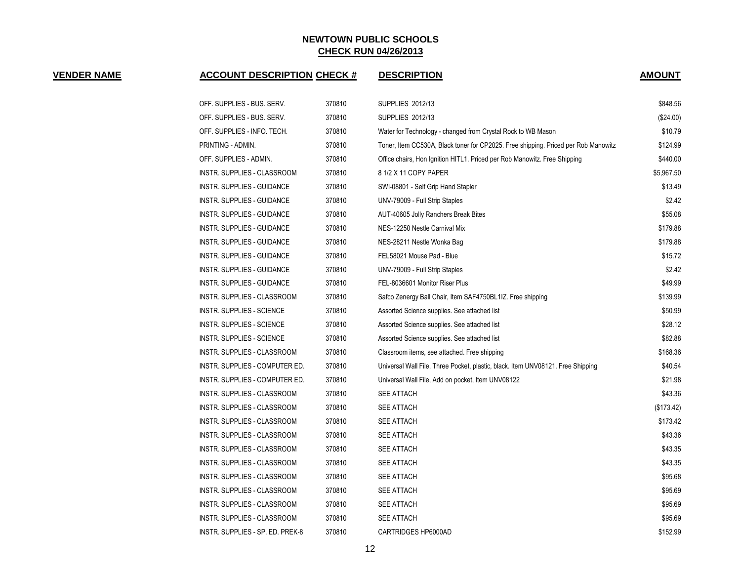**NEWTOWN PUBLIC SCHOOLS**

**CHECK RUN 04/26/2013**

| VENDER NAME | ACCOUNT DESCRIPTION | CHECK # | DESCRIPTION | AMOUNT |
|---|---|---|---|---|
| | OFF. SUPPLIES - BUS. SERV. | 370810 | SUPPLIES 2012/13 | $848.56 |
| | OFF. SUPPLIES - BUS. SERV. | 370810 | SUPPLIES 2012/13 | ($24.00) |
| | OFF. SUPPLIES - INFO. TECH. | 370810 | Water for Technology - changed from Crystal Rock to WB Mason | $10.79 |
| | PRINTING - ADMIN. | 370810 | Toner, Item CC530A, Black toner for CP2025. Free shipping. Priced per Rob Manowitz | $124.99 |
| | OFF. SUPPLIES - ADMIN. | 370810 | Office chairs, Hon Ignition HITL1. Priced per Rob Manowitz. Free Shipping | $440.00 |
| | INSTR. SUPPLIES - CLASSROOM | 370810 | 8 1/2 X 11 COPY PAPER | $5,967.50 |
| | INSTR. SUPPLIES - GUIDANCE | 370810 | SWI-08801 - Self Grip Hand Stapler | $13.49 |
| | INSTR. SUPPLIES - GUIDANCE | 370810 | UNV-79009 - Full Strip Staples | $2.42 |
| | INSTR. SUPPLIES - GUIDANCE | 370810 | AUT-40605 Jolly Ranchers Break Bites | $55.08 |
| | INSTR. SUPPLIES - GUIDANCE | 370810 | NES-12250 Nestle Carnival Mix | $179.88 |
| | INSTR. SUPPLIES - GUIDANCE | 370810 | NES-28211 Nestle Wonka Bag | $179.88 |
| | INSTR. SUPPLIES - GUIDANCE | 370810 | FEL58021 Mouse Pad - Blue | $15.72 |
| | INSTR. SUPPLIES - GUIDANCE | 370810 | UNV-79009 - Full Strip Staples | $2.42 |
| | INSTR. SUPPLIES - GUIDANCE | 370810 | FEL-8036601 Monitor Riser Plus | $49.99 |
| | INSTR. SUPPLIES - CLASSROOM | 370810 | Safco Zenergy Ball Chair, Item SAF4750BL1IZ. Free shipping | $139.99 |
| | INSTR. SUPPLIES - SCIENCE | 370810 | Assorted Science supplies. See attached list | $50.99 |
| | INSTR. SUPPLIES - SCIENCE | 370810 | Assorted Science supplies. See attached list | $28.12 |
| | INSTR. SUPPLIES - SCIENCE | 370810 | Assorted Science supplies. See attached list | $82.88 |
| | INSTR. SUPPLIES - CLASSROOM | 370810 | Classroom items, see attached. Free shipping | $168.36 |
| | INSTR. SUPPLIES - COMPUTER ED. | 370810 | Universal Wall File, Three Pocket, plastic, black. Item UNV08121. Free Shipping | $40.54 |
| | INSTR. SUPPLIES - COMPUTER ED. | 370810 | Universal Wall File, Add on pocket, Item UNV08122 | $21.98 |
| | INSTR. SUPPLIES - CLASSROOM | 370810 | SEE ATTACH | $43.36 |
| | INSTR. SUPPLIES - CLASSROOM | 370810 | SEE ATTACH | ($173.42) |
| | INSTR. SUPPLIES - CLASSROOM | 370810 | SEE ATTACH | $173.42 |
| | INSTR. SUPPLIES - CLASSROOM | 370810 | SEE ATTACH | $43.36 |
| | INSTR. SUPPLIES - CLASSROOM | 370810 | SEE ATTACH | $43.35 |
| | INSTR. SUPPLIES - CLASSROOM | 370810 | SEE ATTACH | $43.35 |
| | INSTR. SUPPLIES - CLASSROOM | 370810 | SEE ATTACH | $95.68 |
| | INSTR. SUPPLIES - CLASSROOM | 370810 | SEE ATTACH | $95.69 |
| | INSTR. SUPPLIES - CLASSROOM | 370810 | SEE ATTACH | $95.69 |
| | INSTR. SUPPLIES - CLASSROOM | 370810 | SEE ATTACH | $95.69 |
| | INSTR. SUPPLIES - SP. ED. PREK-8 | 370810 | CARTRIDGES HP6000AD | $152.99 |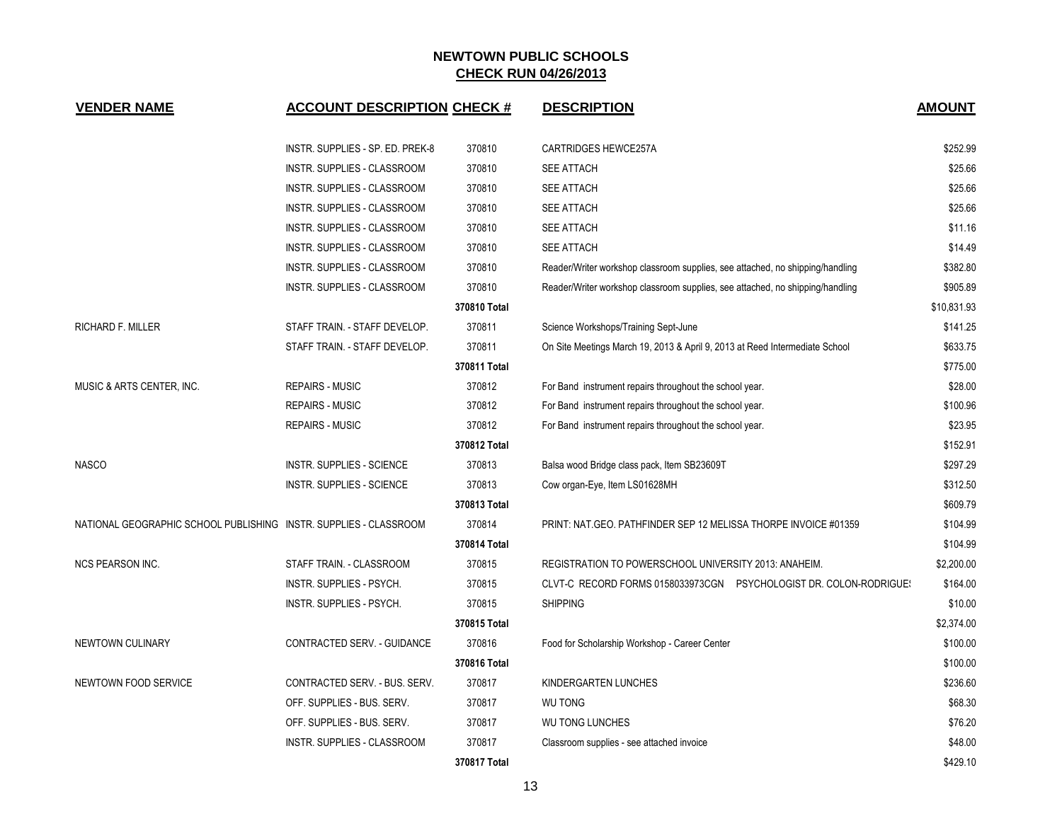# NEWTOWN PUBLIC SCHOOLS
## CHECK RUN 04/26/2013

| VENDER NAME | ACCOUNT DESCRIPTION | CHECK # | DESCRIPTION | AMOUNT |
|---|---|---|---|---|
| | INSTR. SUPPLIES - SP. ED. PREK-8 | 370810 | CARTRIDGES HEWCE257A | $252.99 |
| | INSTR. SUPPLIES - CLASSROOM | 370810 | SEE ATTACH | $25.66 |
| | INSTR. SUPPLIES - CLASSROOM | 370810 | SEE ATTACH | $25.66 |
| | INSTR. SUPPLIES - CLASSROOM | 370810 | SEE ATTACH | $25.66 |
| | INSTR. SUPPLIES - CLASSROOM | 370810 | SEE ATTACH | $11.16 |
| | INSTR. SUPPLIES - CLASSROOM | 370810 | SEE ATTACH | $14.49 |
| | INSTR. SUPPLIES - CLASSROOM | 370810 | Reader/Writer workshop classroom supplies, see attached, no shipping/handling | $382.80 |
| | INSTR. SUPPLIES - CLASSROOM | 370810 | Reader/Writer workshop classroom supplies, see attached, no shipping/handling | $905.89 |
| | | **370810 Total** | | $10,831.93 |
| RICHARD F. MILLER | STAFF TRAIN. - STAFF DEVELOP. | 370811 | Science Workshops/Training Sept-June | $141.25 |
| | STAFF TRAIN. - STAFF DEVELOP. | 370811 | On Site Meetings March 19, 2013 & April 9, 2013 at Reed Intermediate School | $633.75 |
| | | **370811 Total** | | $775.00 |
| MUSIC & ARTS CENTER, INC. | REPAIRS - MUSIC | 370812 | For Band instrument repairs throughout the school year. | $28.00 |
| | REPAIRS - MUSIC | 370812 | For Band instrument repairs throughout the school year. | $100.96 |
| | REPAIRS - MUSIC | 370812 | For Band instrument repairs throughout the school year. | $23.95 |
| | | **370812 Total** | | $152.91 |
| NASCO | INSTR. SUPPLIES - SCIENCE | 370813 | Balsa wood Bridge class pack, Item SB23609T | $297.29 |
| | INSTR. SUPPLIES - SCIENCE | 370813 | Cow organ-Eye, Item LS01628MH | $312.50 |
| | | **370813 Total** | | $609.79 |
| NATIONAL GEOGRAPHIC SCHOOL PUBLISHING | INSTR. SUPPLIES - CLASSROOM | 370814 | PRINT: NAT.GEO. PATHFINDER SEP 12 MELISSA THORPE INVOICE #01359 | $104.99 |
| | | **370814 Total** | | $104.99 |
| NCS PEARSON INC. | STAFF TRAIN. - CLASSROOM | 370815 | REGISTRATION TO POWERSCHOOL UNIVERSITY 2013: ANAHEIM. | $2,200.00 |
| | INSTR. SUPPLIES - PSYCH. | 370815 | CLVT-C RECORD FORMS 0158033973CGN PSYCHOLOGIST DR. COLON-RODRIGUES | $164.00 |
| | INSTR. SUPPLIES - PSYCH. | 370815 | SHIPPING | $10.00 |
| | | **370815 Total** | | $2,374.00 |
| NEWTOWN CULINARY | CONTRACTED SERV. - GUIDANCE | 370816 | Food for Scholarship Workshop - Career Center | $100.00 |
| | | **370816 Total** | | $100.00 |
| NEWTOWN FOOD SERVICE | CONTRACTED SERV. - BUS. SERV. | 370817 | KINDERGARTEN LUNCHES | $236.60 |
| | OFF. SUPPLIES - BUS. SERV. | 370817 | WU TONG | $68.30 |
| | OFF. SUPPLIES - BUS. SERV. | 370817 | WU TONG LUNCHES | $76.20 |
| | INSTR. SUPPLIES - CLASSROOM | 370817 | Classroom supplies - see attached invoice | $48.00 |
| | | **370817 Total** | | $429.10 |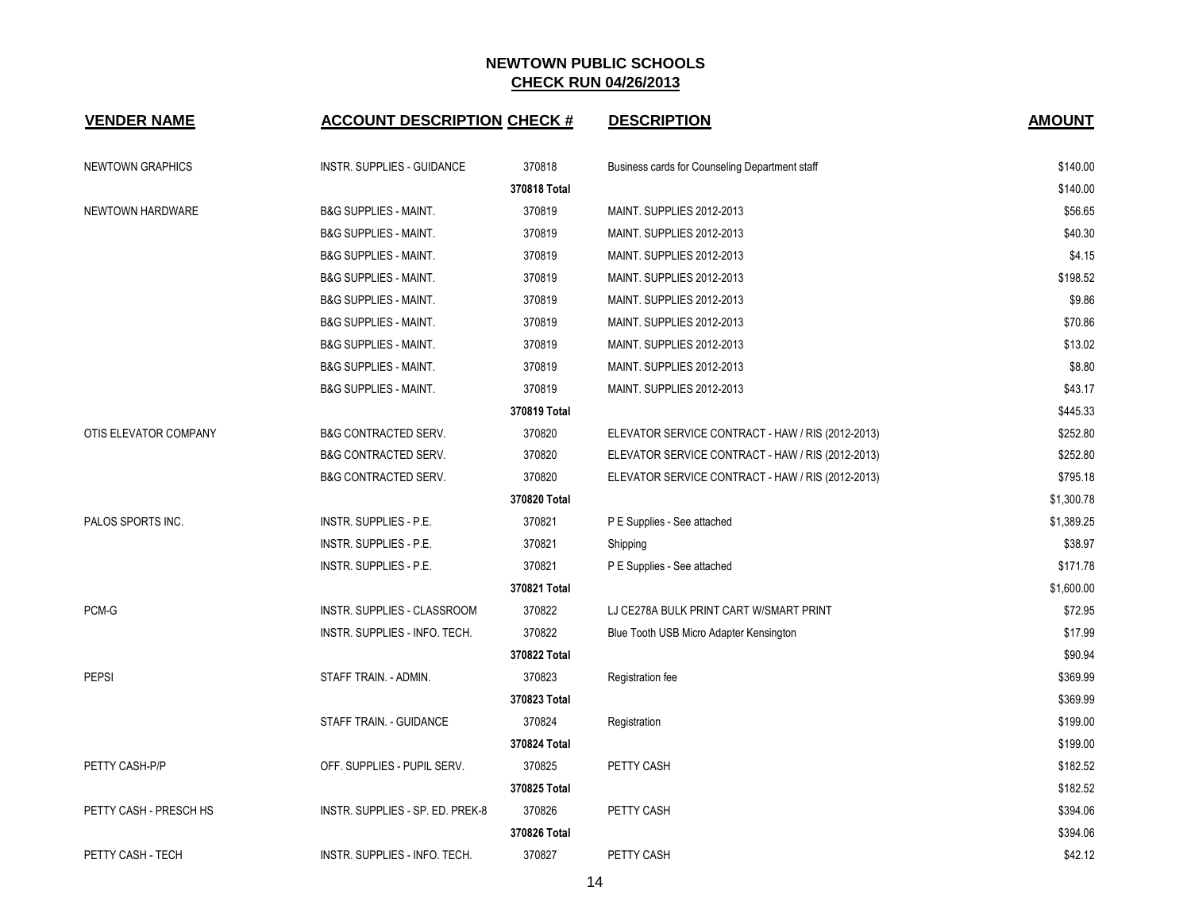# NEWTOWN PUBLIC SCHOOLS

## CHECK RUN 04/26/2013

| VENDER NAME | ACCOUNT DESCRIPTION | CHECK # | DESCRIPTION | AMOUNT |
|---|---|---|---|---|
| NEWTOWN GRAPHICS | INSTR. SUPPLIES - GUIDANCE | 370818 | Business cards for Counseling Department staff | $140.00 |
| | | 370818 Total | | $140.00 |
| NEWTOWN HARDWARE | B&G SUPPLIES - MAINT. | 370819 | MAINT. SUPPLIES 2012-2013 | $56.65 |
| | B&G SUPPLIES - MAINT. | 370819 | MAINT. SUPPLIES 2012-2013 | $40.30 |
| | B&G SUPPLIES - MAINT. | 370819 | MAINT. SUPPLIES 2012-2013 | $4.15 |
| | B&G SUPPLIES - MAINT. | 370819 | MAINT. SUPPLIES 2012-2013 | $198.52 |
| | B&G SUPPLIES - MAINT. | 370819 | MAINT. SUPPLIES 2012-2013 | $9.86 |
| | B&G SUPPLIES - MAINT. | 370819 | MAINT. SUPPLIES 2012-2013 | $70.86 |
| | B&G SUPPLIES - MAINT. | 370819 | MAINT. SUPPLIES 2012-2013 | $13.02 |
| | B&G SUPPLIES - MAINT. | 370819 | MAINT. SUPPLIES 2012-2013 | $8.80 |
| | B&G SUPPLIES - MAINT. | 370819 | MAINT. SUPPLIES 2012-2013 | $43.17 |
| | | 370819 Total | | $445.33 |
| OTIS ELEVATOR COMPANY | B&G CONTRACTED SERV. | 370820 | ELEVATOR SERVICE CONTRACT - HAW / RIS (2012-2013) | $252.80 |
| | B&G CONTRACTED SERV. | 370820 | ELEVATOR SERVICE CONTRACT - HAW / RIS (2012-2013) | $252.80 |
| | B&G CONTRACTED SERV. | 370820 | ELEVATOR SERVICE CONTRACT - HAW / RIS (2012-2013) | $795.18 |
| | | 370820 Total | | $1,300.78 |
| PALOS SPORTS INC. | INSTR. SUPPLIES - P.E. | 370821 | P E Supplies - See attached | $1,389.25 |
| | INSTR. SUPPLIES - P.E. | 370821 | Shipping | $38.97 |
| | INSTR. SUPPLIES - P.E. | 370821 | P E Supplies - See attached | $171.78 |
| | | 370821 Total | | $1,600.00 |
| PCM-G | INSTR. SUPPLIES - CLASSROOM | 370822 | LJ CE278A BULK PRINT CART W/SMART PRINT | $72.95 |
| | INSTR. SUPPLIES - INFO. TECH. | 370822 | Blue Tooth USB Micro Adapter Kensington | $17.99 |
| | | 370822 Total | | $90.94 |
| PEPSI | STAFF TRAIN. - ADMIN. | 370823 | Registration fee | $369.99 |
| | | 370823 Total | | $369.99 |
| | STAFF TRAIN. - GUIDANCE | 370824 | Registration | $199.00 |
| | | 370824 Total | | $199.00 |
| PETTY CASH-P/P | OFF. SUPPLIES - PUPIL SERV. | 370825 | PETTY CASH | $182.52 |
| | | 370825 Total | | $182.52 |
| PETTY CASH - PRESCH HS | INSTR. SUPPLIES - SP. ED. PREK-8 | 370826 | PETTY CASH | $394.06 |
| | | 370826 Total | | $394.06 |
| PETTY CASH - TECH | INSTR. SUPPLIES - INFO. TECH. | 370827 | PETTY CASH | $42.12 |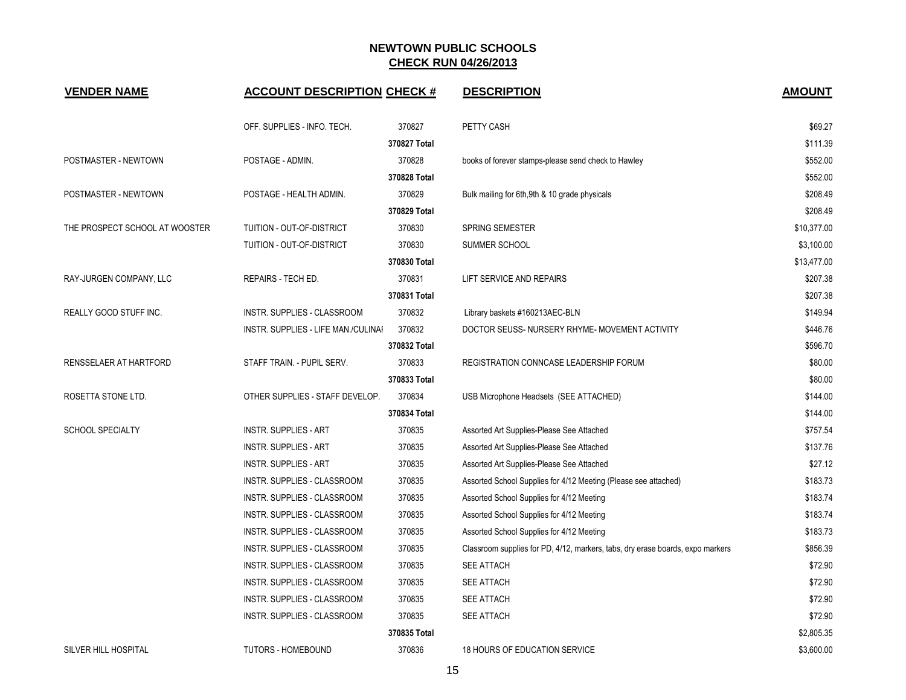## NEWTOWN PUBLIC SCHOOLS

## CHECK RUN 04/26/2013

| VENDER NAME | ACCOUNT DESCRIPTION | CHECK # | DESCRIPTION | AMOUNT |
|---|---|---|---|---|
| | OFF. SUPPLIES - INFO. TECH. | 370827 | PETTY CASH | $69.27 |
| | | 370827 Total | | $111.39 |
| POSTMASTER - NEWTOWN | POSTAGE - ADMIN. | 370828 | books of forever stamps-please send check to Hawley | $552.00 |
| | | 370828 Total | | $552.00 |
| POSTMASTER - NEWTOWN | POSTAGE - HEALTH ADMIN. | 370829 | Bulk mailing for 6th,9th & 10 grade physicals | $208.49 |
| | | 370829 Total | | $208.49 |
| THE PROSPECT SCHOOL AT WOOSTER | TUITION - OUT-OF-DISTRICT | 370830 | SPRING SEMESTER | $10,377.00 |
| | TUITION - OUT-OF-DISTRICT | 370830 | SUMMER SCHOOL | $3,100.00 |
| | | 370830 Total | | $13,477.00 |
| RAY-JURGEN COMPANY, LLC | REPAIRS - TECH ED. | 370831 | LIFT SERVICE AND REPAIRS | $207.38 |
| | | 370831 Total | | $207.38 |
| REALLY GOOD STUFF INC. | INSTR. SUPPLIES - CLASSROOM | 370832 | Library baskets #160213AEC-BLN | $149.94 |
| | INSTR. SUPPLIES - LIFE MAN./CULINAI | 370832 | DOCTOR SEUSS- NURSERY RHYME- MOVEMENT ACTIVITY | $446.76 |
| | | 370832 Total | | $596.70 |
| RENSSELAER AT HARTFORD | STAFF TRAIN. - PUPIL SERV. | 370833 | REGISTRATION CONNCASE LEADERSHIP FORUM | $80.00 |
| | | 370833 Total | | $80.00 |
| ROSETTA STONE LTD. | OTHER SUPPLIES - STAFF DEVELOP. | 370834 | USB Microphone Headsets (SEE ATTACHED) | $144.00 |
| | | 370834 Total | | $144.00 |
| SCHOOL SPECIALTY | INSTR. SUPPLIES - ART | 370835 | Assorted Art Supplies-Please See Attached | $757.54 |
| | INSTR. SUPPLIES - ART | 370835 | Assorted Art Supplies-Please See Attached | $137.76 |
| | INSTR. SUPPLIES - ART | 370835 | Assorted Art Supplies-Please See Attached | $27.12 |
| | INSTR. SUPPLIES - CLASSROOM | 370835 | Assorted School Supplies for 4/12 Meeting (Please see attached) | $183.73 |
| | INSTR. SUPPLIES - CLASSROOM | 370835 | Assorted School Supplies for 4/12 Meeting | $183.74 |
| | INSTR. SUPPLIES - CLASSROOM | 370835 | Assorted School Supplies for 4/12 Meeting | $183.74 |
| | INSTR. SUPPLIES - CLASSROOM | 370835 | Assorted School Supplies for 4/12 Meeting | $183.73 |
| | INSTR. SUPPLIES - CLASSROOM | 370835 | Classroom supplies for PD, 4/12, markers, tabs, dry erase boards, expo markers | $856.39 |
| | INSTR. SUPPLIES - CLASSROOM | 370835 | SEE ATTACH | $72.90 |
| | INSTR. SUPPLIES - CLASSROOM | 370835 | SEE ATTACH | $72.90 |
| | INSTR. SUPPLIES - CLASSROOM | 370835 | SEE ATTACH | $72.90 |
| | INSTR. SUPPLIES - CLASSROOM | 370835 | SEE ATTACH | $72.90 |
| | | 370835 Total | | $2,805.35 |
| SILVER HILL HOSPITAL | TUTORS - HOMEBOUND | 370836 | 18 HOURS OF EDUCATION SERVICE | $3,600.00 |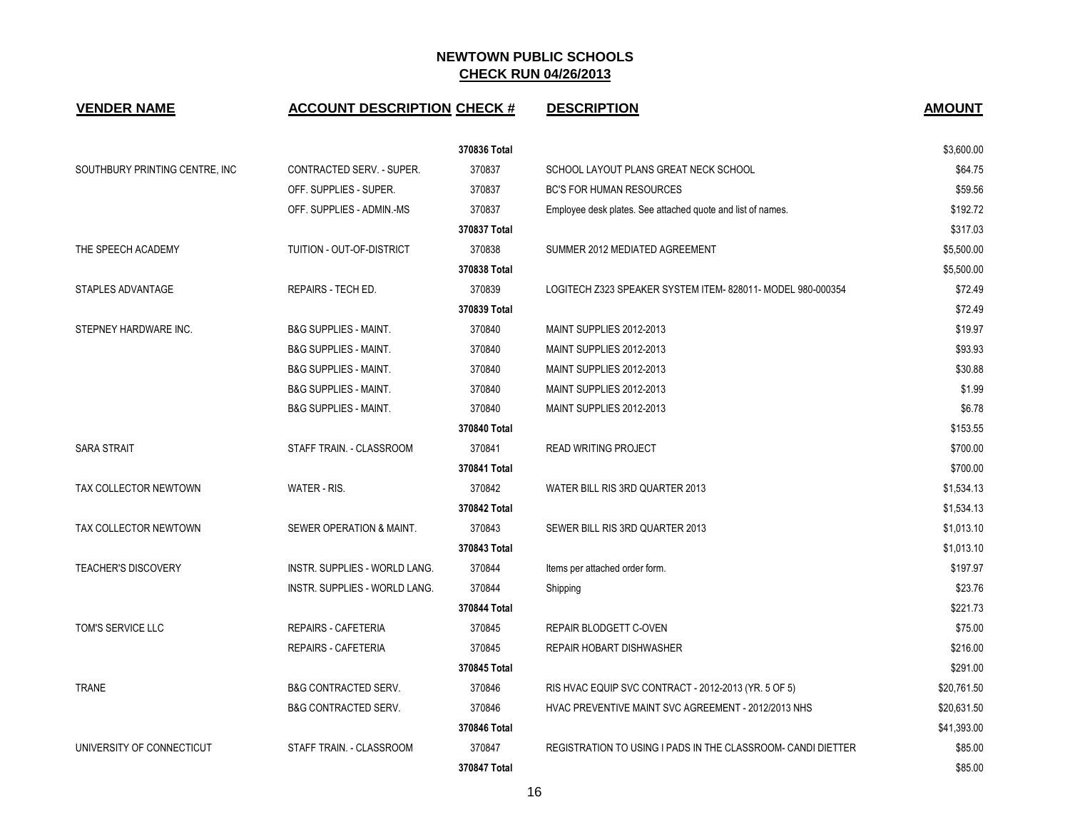## NEWTOWN PUBLIC SCHOOLS

## CHECK RUN 04/26/2013

| VENDER NAME | ACCOUNT DESCRIPTION | CHECK # | DESCRIPTION | AMOUNT |
|---|---|---|---|---|
| | | 370836 Total | | $3,600.00 |
| SOUTHBURY PRINTING CENTRE, INC | CONTRACTED SERV. - SUPER. | 370837 | SCHOOL LAYOUT PLANS GREAT NECK SCHOOL | $64.75 |
| | OFF. SUPPLIES - SUPER. | 370837 | BC'S FOR HUMAN RESOURCES | $59.56 |
| | OFF. SUPPLIES - ADMIN.-MS | 370837 | Employee desk plates. See attached quote and list of names. | $192.72 |
| | | 370837 Total | | $317.03 |
| THE SPEECH ACADEMY | TUITION - OUT-OF-DISTRICT | 370838 | SUMMER 2012 MEDIATED AGREEMENT | $5,500.00 |
| | | 370838 Total | | $5,500.00 |
| STAPLES ADVANTAGE | REPAIRS - TECH ED. | 370839 | LOGITECH Z323 SPEAKER SYSTEM ITEM- 828011- MODEL 980-000354 | $72.49 |
| | | 370839 Total | | $72.49 |
| STEPNEY HARDWARE INC. | B&G SUPPLIES - MAINT. | 370840 | MAINT SUPPLIES 2012-2013 | $19.97 |
| | B&G SUPPLIES - MAINT. | 370840 | MAINT SUPPLIES 2012-2013 | $93.93 |
| | B&G SUPPLIES - MAINT. | 370840 | MAINT SUPPLIES 2012-2013 | $30.88 |
| | B&G SUPPLIES - MAINT. | 370840 | MAINT SUPPLIES 2012-2013 | $1.99 |
| | B&G SUPPLIES - MAINT. | 370840 | MAINT SUPPLIES 2012-2013 | $6.78 |
| | | 370840 Total | | $153.55 |
| SARA STRAIT | STAFF TRAIN. - CLASSROOM | 370841 | READ WRITING PROJECT | $700.00 |
| | | 370841 Total | | $700.00 |
| TAX COLLECTOR NEWTOWN | WATER - RIS. | 370842 | WATER BILL RIS 3RD QUARTER 2013 | $1,534.13 |
| | | 370842 Total | | $1,534.13 |
| TAX COLLECTOR NEWTOWN | SEWER OPERATION & MAINT. | 370843 | SEWER BILL RIS 3RD QUARTER 2013 | $1,013.10 |
| | | 370843 Total | | $1,013.10 |
| TEACHER'S DISCOVERY | INSTR. SUPPLIES - WORLD LANG. | 370844 | Items per attached order form. | $197.97 |
| | INSTR. SUPPLIES - WORLD LANG. | 370844 | Shipping | $23.76 |
| | | 370844 Total | | $221.73 |
| TOM'S SERVICE LLC | REPAIRS - CAFETERIA | 370845 | REPAIR BLODGETT C-OVEN | $75.00 |
| | REPAIRS - CAFETERIA | 370845 | REPAIR HOBART DISHWASHER | $216.00 |
| | | 370845 Total | | $291.00 |
| TRANE | B&G CONTRACTED SERV. | 370846 | RIS HVAC EQUIP SVC CONTRACT - 2012-2013 (YR. 5 OF 5) | $20,761.50 |
| | B&G CONTRACTED SERV. | 370846 | HVAC PREVENTIVE MAINT SVC AGREEMENT - 2012/2013 NHS | $20,631.50 |
| | | 370846 Total | | $41,393.00 |
| UNIVERSITY OF CONNECTICUT | STAFF TRAIN. - CLASSROOM | 370847 | REGISTRATION TO USING I PADS IN THE CLASSROOM- CANDI DIETTER | $85.00 |
| | | 370847 Total | | $85.00 |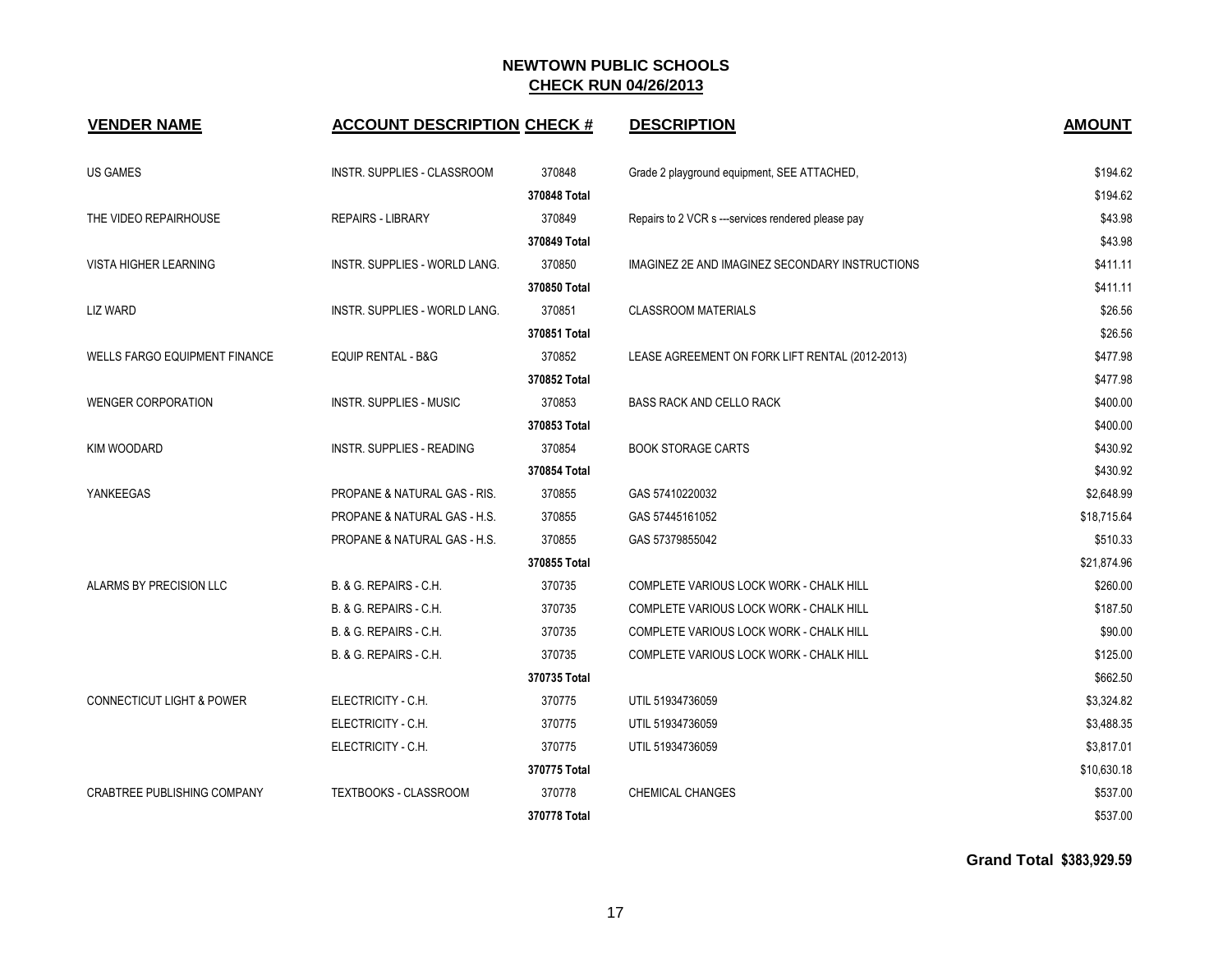## NEWTOWN PUBLIC SCHOOLS
## CHECK RUN 04/26/2013

| VENDER NAME | ACCOUNT DESCRIPTION | CHECK # | DESCRIPTION | AMOUNT |
|---|---|---|---|---|
| US GAMES | INSTR. SUPPLIES - CLASSROOM | 370848 | Grade 2 playground equipment, SEE ATTACHED, | $194.62 |
| | | 370848 Total | | $194.62 |
| THE VIDEO REPAIRHOUSE | REPAIRS - LIBRARY | 370849 | Repairs to 2 VCR s ---services rendered please pay | $43.98 |
| | | 370849 Total | | $43.98 |
| VISTA HIGHER LEARNING | INSTR. SUPPLIES - WORLD LANG. | 370850 | IMAGINEZ 2E AND IMAGINEZ SECONDARY INSTRUCTIONS | $411.11 |
| | | 370850 Total | | $411.11 |
| LIZ WARD | INSTR. SUPPLIES - WORLD LANG. | 370851 | CLASSROOM MATERIALS | $26.56 |
| | | 370851 Total | | $26.56 |
| WELLS FARGO EQUIPMENT FINANCE | EQUIP RENTAL - B&G | 370852 | LEASE AGREEMENT ON FORK LIFT RENTAL (2012-2013) | $477.98 |
| | | 370852 Total | | $477.98 |
| WENGER CORPORATION | INSTR. SUPPLIES - MUSIC | 370853 | BASS RACK AND CELLO RACK | $400.00 |
| | | 370853 Total | | $400.00 |
| KIM WOODARD | INSTR. SUPPLIES - READING | 370854 | BOOK STORAGE CARTS | $430.92 |
| | | 370854 Total | | $430.92 |
| YANKEEGAS | PROPANE & NATURAL GAS - RIS. | 370855 | GAS 57410220032 | $2,648.99 |
| | PROPANE & NATURAL GAS - H.S. | 370855 | GAS 57445161052 | $18,715.64 |
| | PROPANE & NATURAL GAS - H.S. | 370855 | GAS 57379855042 | $510.33 |
| | | 370855 Total | | $21,874.96 |
| ALARMS BY PRECISION LLC | B. & G. REPAIRS - C.H. | 370735 | COMPLETE VARIOUS LOCK WORK - CHALK HILL | $260.00 |
| | B. & G. REPAIRS - C.H. | 370735 | COMPLETE VARIOUS LOCK WORK - CHALK HILL | $187.50 |
| | B. & G. REPAIRS - C.H. | 370735 | COMPLETE VARIOUS LOCK WORK - CHALK HILL | $90.00 |
| | B. & G. REPAIRS - C.H. | 370735 | COMPLETE VARIOUS LOCK WORK - CHALK HILL | $125.00 |
| | | 370735 Total | | $662.50 |
| CONNECTICUT LIGHT & POWER | ELECTRICITY - C.H. | 370775 | UTIL 51934736059 | $3,324.82 |
| | ELECTRICITY - C.H. | 370775 | UTIL 51934736059 | $3,488.35 |
| | ELECTRICITY - C.H. | 370775 | UTIL 51934736059 | $3,817.01 |
| | | 370775 Total | | $10,630.18 |
| CRABTREE PUBLISHING COMPANY | TEXTBOOKS - CLASSROOM | 370778 | CHEMICAL CHANGES | $537.00 |
| | | 370778 Total | | $537.00 |

**Grand Total $383,929.59**